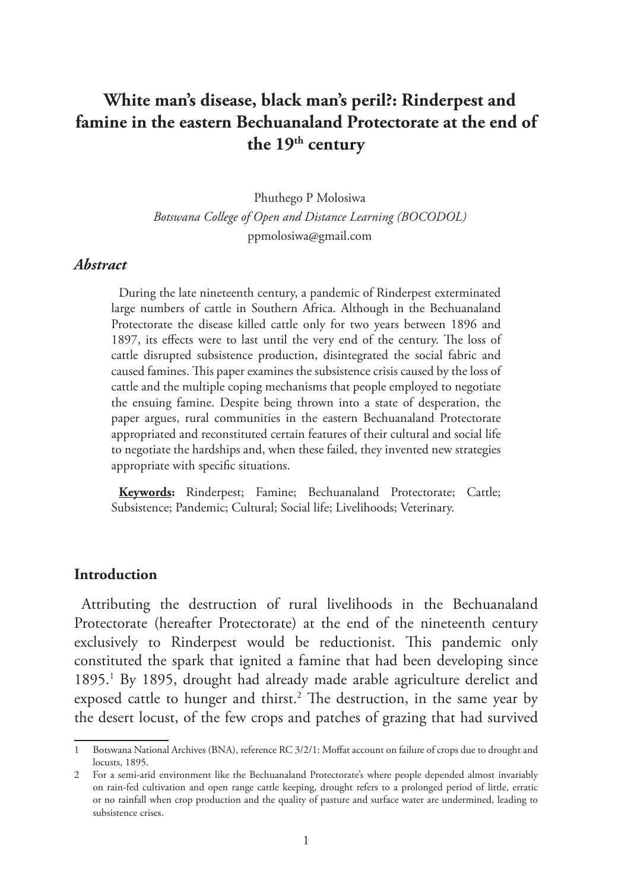# White man's disease, black man's peril?: Rinderpest and famine in the eastern Bechuanaland Protectorate at the end of the 19th century

Phuthego P Molosiwa

*Botswana College of Open and Distance Learning (BOCODOL)*

ppmolosiwa@gmail.com

### *Abstract*

During the late nineteenth century, a pandemic of Rinderpest exterminated large numbers of cattle in Southern Africa. Although in the Bechuanaland Protectorate the disease killed cattle only for two years between 1896 and 1897, its effects were to last until the very end of the century. The loss of cattle disrupted subsistence production, disintegrated the social fabric and caused famines. This paper examines the subsistence crisis caused by the loss of cattle and the multiple coping mechanisms that people employed to negotiate the ensuing famine. Despite being thrown into a state of desperation, the paper argues, rural communities in the eastern Bechuanaland Protectorate appropriated and reconstituted certain features of their cultural and social life to negotiate the hardships and, when these failed, they invented new strategies appropriate with specific situations.

**Keywords:** Rinderpest; Famine; Bechuanaland Protectorate; Cattle; Subsistence; Pandemic; Cultural; Social life; Livelihoods; Veterinary.

## Introduction

Attributing the destruction of rural livelihoods in the Bechuanaland Protectorate (hereafter Protectorate) at the end of the nineteenth century exclusively to Rinderpest would be reductionist. This pandemic only constituted the spark that ignited a famine that had been developing since 1895.[1] By 1895, drought had already made arable agriculture derelict and exposed cattle to hunger and thirst.[2] The destruction, in the same year by the desert locust, of the few crops and patches of grazing that had survived

---

1 Botswana National Archives (BNA), reference RC 3/2/1: Moffat account on failure of crops due to drought and locusts, 1895.

2 For a semi-arid environment like the Bechuanaland Protectorate's where people depended almost invariably on rain-fed cultivation and open range cattle keeping, drought refers to a prolonged period of little, erratic or no rainfall when crop production and the quality of pasture and surface water are undermined, leading to subsistence crises.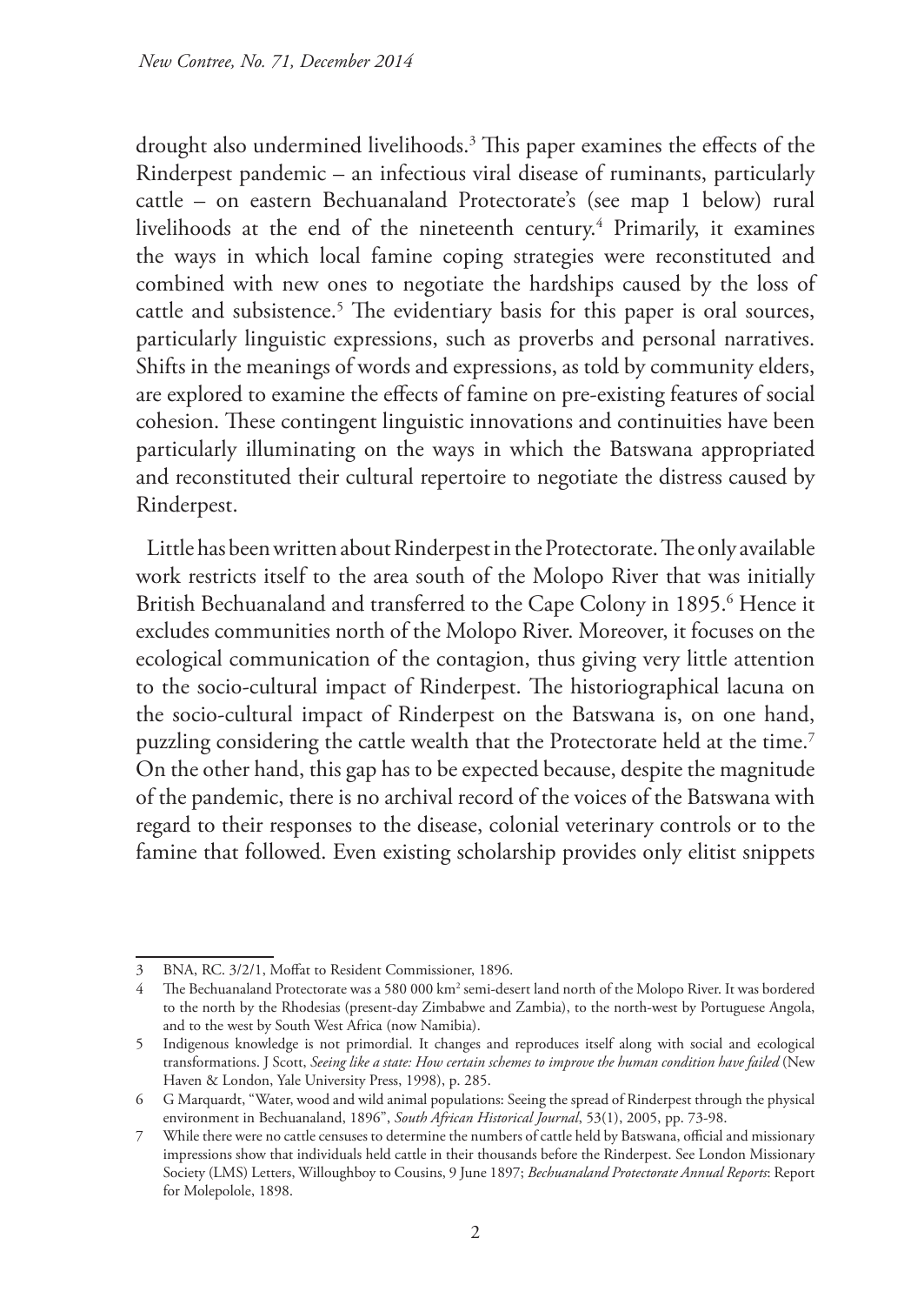drought also undermined livelihoods.[3] This paper examines the effects of the Rinderpest pandemic – an infectious viral disease of ruminants, particularly cattle – on eastern Bechuanaland Protectorate's (see map 1 below) rural livelihoods at the end of the nineteenth century.[4] Primarily, it examines the ways in which local famine coping strategies were reconstituted and combined with new ones to negotiate the hardships caused by the loss of cattle and subsistence.[5] The evidentiary basis for this paper is oral sources, particularly linguistic expressions, such as proverbs and personal narratives. Shifts in the meanings of words and expressions, as told by community elders, are explored to examine the effects of famine on pre-existing features of social cohesion. These contingent linguistic innovations and continuities have been particularly illuminating on the ways in which the Batswana appropriated and reconstituted their cultural repertoire to negotiate the distress caused by Rinderpest.

Little has been written about Rinderpest in the Protectorate. The only available work restricts itself to the area south of the Molopo River that was initially British Bechuanaland and transferred to the Cape Colony in 1895.[6] Hence it excludes communities north of the Molopo River. Moreover, it focuses on the ecological communication of the contagion, thus giving very little attention to the socio-cultural impact of Rinderpest. The historiographical lacuna on the socio-cultural impact of Rinderpest on the Batswana is, on one hand, puzzling considering the cattle wealth that the Protectorate held at the time.[7] On the other hand, this gap has to be expected because, despite the magnitude of the pandemic, there is no archival record of the voices of the Batswana with regard to their responses to the disease, colonial veterinary controls or to the famine that followed. Even existing scholarship provides only elitist snippets

---

3 BNA, RC. 3/2/1, Moffat to Resident Commissioner, 1896.

4 The Bechuanaland Protectorate was a 580 000 km$^2$ semi-desert land north of the Molopo River. It was bordered to the north by the Rhodesias (present-day Zimbabwe and Zambia), to the north-west by Portuguese Angola, and to the west by South West Africa (now Namibia).

5 Indigenous knowledge is not primordial. It changes and reproduces itself along with social and ecological transformations. J Scott, *Seeing like a state: How certain schemes to improve the human condition have failed* (New Haven & London, Yale University Press, 1998), p. 285.

6 G Marquardt, "Water, wood and wild animal populations: Seeing the spread of Rinderpest through the physical environment in Bechuanaland, 1896", *South African Historical Journal*, 53(1), 2005, pp. 73-98.

7 While there were no cattle censuses to determine the numbers of cattle held by Batswana, official and missionary impressions show that individuals held cattle in their thousands before the Rinderpest. See London Missionary Society (LMS) Letters, Willoughboy to Cousins, 9 June 1897; *Bechuanaland Protectorate Annual Reports*: Report for Molepolole, 1898.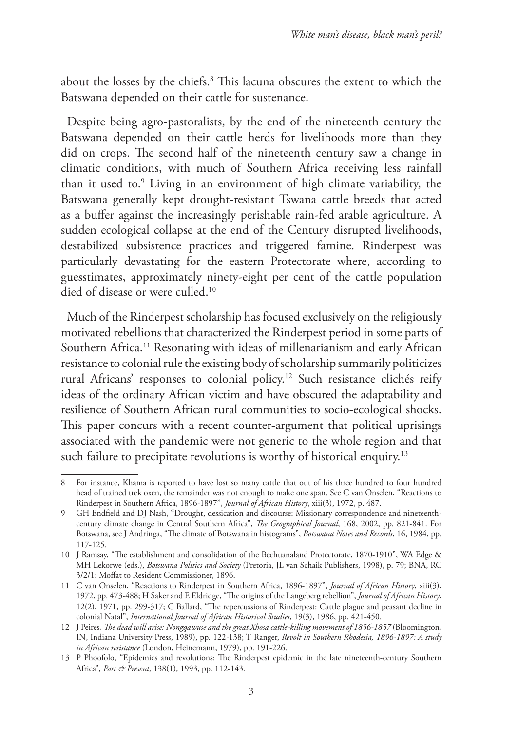about the losses by the chiefs.[8] This lacuna obscures the extent to which the Batswana depended on their cattle for sustenance.

Despite being agro-pastoralists, by the end of the nineteenth century the Batswana depended on their cattle herds for livelihoods more than they did on crops. The second half of the nineteenth century saw a change in climatic conditions, with much of Southern Africa receiving less rainfall than it used to.[9] Living in an environment of high climate variability, the Batswana generally kept drought-resistant Tswana cattle breeds that acted as a buffer against the increasingly perishable rain-fed arable agriculture. A sudden ecological collapse at the end of the Century disrupted livelihoods, destabilized subsistence practices and triggered famine. Rinderpest was particularly devastating for the eastern Protectorate where, according to guesstimates, approximately ninety-eight per cent of the cattle population died of disease or were culled.[10]

Much of the Rinderpest scholarship has focused exclusively on the religiously motivated rebellions that characterized the Rinderpest period in some parts of Southern Africa.[11] Resonating with ideas of millenarianism and early African resistance to colonial rule the existing body of scholarship summarily politicizes rural Africans' responses to colonial policy.[12] Such resistance clichés reify ideas of the ordinary African victim and have obscured the adaptability and resilience of Southern African rural communities to socio-ecological shocks. This paper concurs with a recent counter-argument that political uprisings associated with the pandemic were not generic to the whole region and that such failure to precipitate revolutions is worthy of historical enquiry.[13]

---

8 For instance, Khama is reported to have lost so many cattle that out of his three hundred to four hundred head of trained trek oxen, the remainder was not enough to make one span. See C van Onselen, "Reactions to Rinderpest in Southern Africa, 1896-1897", *Journal of African History*, xiii(3), 1972, p. 487.

9 GH Endfield and DJ Nash, "Drought, dessication and discourse: Missionary correspondence and nineteenth-century climate change in Central Southern Africa", *The Geographical Journal*, 168, 2002, pp. 821-841. For Botswana, see J Andringa, "The climate of Botswana in histograms", *Botswana Notes and Records*, 16, 1984, pp. 117-125.

10 J Ramsay, "The establishment and consolidation of the Bechuanaland Protectorate, 1870-1910", WA Edge & MH Lekorwe (eds.), *Botswana Politics and Society* (Pretoria, JL van Schaik Publishers, 1998), p. 79; BNA, RC 3/2/1: Moffat to Resident Commissioner, 1896.

11 C van Onselen, "Reactions to Rinderpest in Southern Africa, 1896-1897", *Journal of African History*, xiii(3), 1972, pp. 473-488; H Saker and E Eldridge, "The origins of the Langeberg rebellion", *Journal of African History*, 12(2), 1971, pp. 299-317; C Ballard, "The repercussions of Rinderpest: Cattle plague and peasant decline in colonial Natal", *International Journal of African Historical Studies*, 19(3), 1986, pp. 421-450.

12 J Peires, *The dead will arise: Nongqawuse and the great Xhosa cattle-killing movement of 1856-1857* (Bloomington, IN, Indiana University Press, 1989), pp. 122-138; T Ranger, *Revolt in Southern Rhodesia, 1896-1897: A study in African resistance* (London, Heinemann, 1979), pp. 191-226.

13 P Phoofolo, "Epidemics and revolutions: The Rinderpest epidemic in the late nineteenth-century Southern Africa", *Past & Present*, 138(1), 1993, pp. 112-143.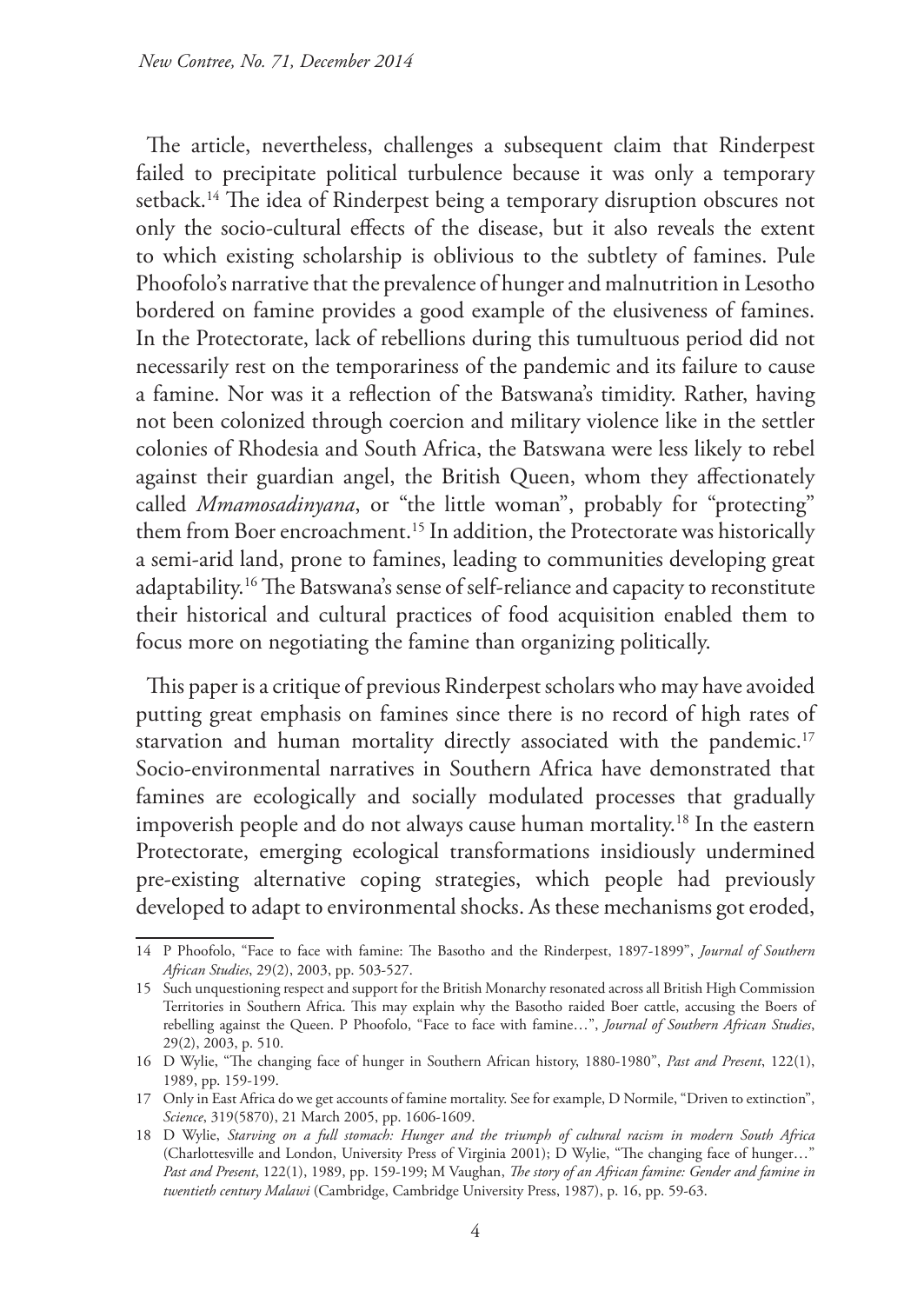The article, nevertheless, challenges a subsequent claim that Rinderpest failed to precipitate political turbulence because it was only a temporary setback.[14] The idea of Rinderpest being a temporary disruption obscures not only the socio-cultural effects of the disease, but it also reveals the extent to which existing scholarship is oblivious to the subtlety of famines. Pule Phoofolo's narrative that the prevalence of hunger and malnutrition in Lesotho bordered on famine provides a good example of the elusiveness of famines. In the Protectorate, lack of rebellions during this tumultuous period did not necessarily rest on the temporariness of the pandemic and its failure to cause a famine. Nor was it a reflection of the Batswana's timidity. Rather, having not been colonized through coercion and military violence like in the settler colonies of Rhodesia and South Africa, the Batswana were less likely to rebel against their guardian angel, the British Queen, whom they affectionately called *Mmamosadinyana*, or "the little woman", probably for "protecting" them from Boer encroachment.[15] In addition, the Protectorate was historically a semi-arid land, prone to famines, leading to communities developing great adaptability.[16] The Batswana's sense of self-reliance and capacity to reconstitute their historical and cultural practices of food acquisition enabled them to focus more on negotiating the famine than organizing politically.

This paper is a critique of previous Rinderpest scholars who may have avoided putting great emphasis on famines since there is no record of high rates of starvation and human mortality directly associated with the pandemic.[17] Socio-environmental narratives in Southern Africa have demonstrated that famines are ecologically and socially modulated processes that gradually impoverish people and do not always cause human mortality.[18] In the eastern Protectorate, emerging ecological transformations insidiously undermined pre-existing alternative coping strategies, which people had previously developed to adapt to environmental shocks. As these mechanisms got eroded,

---

14 P Phoofolo, "Face to face with famine: The Basotho and the Rinderpest, 1897-1899", *Journal of Southern African Studies*, 29(2), 2003, pp. 503-527.

15 Such unquestioning respect and support for the British Monarchy resonated across all British High Commission Territories in Southern Africa. This may explain why the Basotho raided Boer cattle, accusing the Boers of rebelling against the Queen. P Phoofolo, "Face to face with famine…", *Journal of Southern African Studies*, 29(2), 2003, p. 510.

16 D Wylie, "The changing face of hunger in Southern African history, 1880-1980", *Past and Present*, 122(1), 1989, pp. 159-199.

17 Only in East Africa do we get accounts of famine mortality. See for example, D Normile, "Driven to extinction", *Science*, 319(5870), 21 March 2005, pp. 1606-1609.

18 D Wylie, *Starving on a full stomach: Hunger and the triumph of cultural racism in modern South Africa* (Charlottesville and London, University Press of Virginia 2001); D Wylie, "The changing face of hunger…" *Past and Present*, 122(1), 1989, pp. 159-199; M Vaughan, *The story of an African famine: Gender and famine in twentieth century Malawi* (Cambridge, Cambridge University Press, 1987), p. 16, pp. 59-63.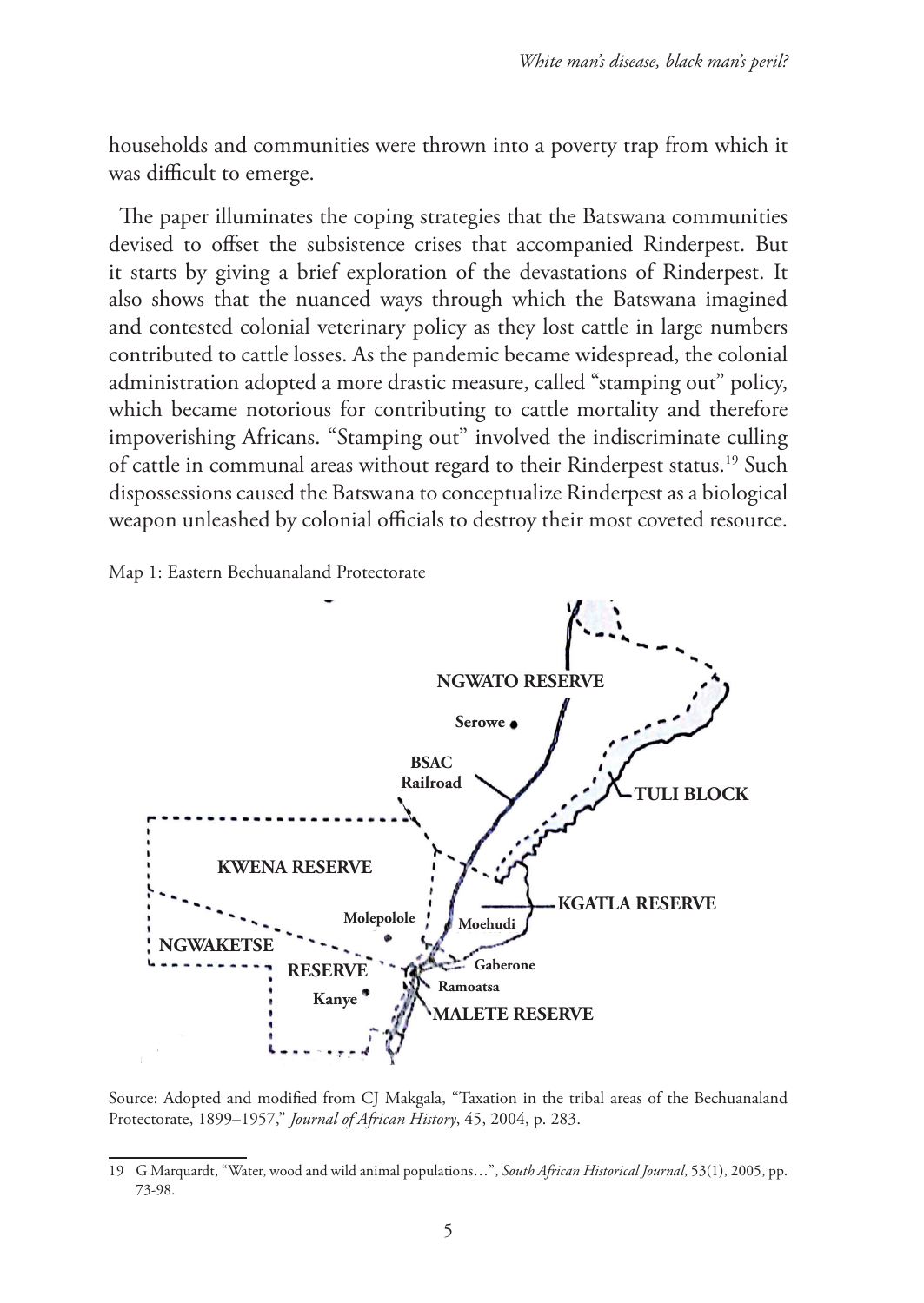households and communities were thrown into a poverty trap from which it was difficult to emerge.

The paper illuminates the coping strategies that the Batswana communities devised to offset the subsistence crises that accompanied Rinderpest. But it starts by giving a brief exploration of the devastations of Rinderpest. It also shows that the nuanced ways through which the Batswana imagined and contested colonial veterinary policy as they lost cattle in large numbers contributed to cattle losses. As the pandemic became widespread, the colonial administration adopted a more drastic measure, called "stamping out" policy, which became notorious for contributing to cattle mortality and therefore impoverishing Africans. "Stamping out" involved the indiscriminate culling of cattle in communal areas without regard to their Rinderpest status.[19] Such dispossessions caused the Batswana to conceptualize Rinderpest as a biological weapon unleashed by colonial officials to destroy their most coveted resource.

Map 1: Eastern Bechuanaland Protectorate

NGWATO RESERVE

Serowe

BSAC Railroad

TULI BLOCK

KWENA RESERVE

KGATLA RESERVE

Molepolole

Moehudi

NGWAKETSE RESERVE

Gaberone

Ramoatsa

Kanye

MALETE RESERVE

Source: Adopted and modified from CJ Makgala, "Taxation in the tribal areas of the Bechuanaland Protectorate, 1899–1957," *Journal of African History*, 45, 2004, p. 283.

---

19 G Marquardt, "Water, wood and wild animal populations…", *South African Historical Journal*, 53(1), 2005, pp. 73-98.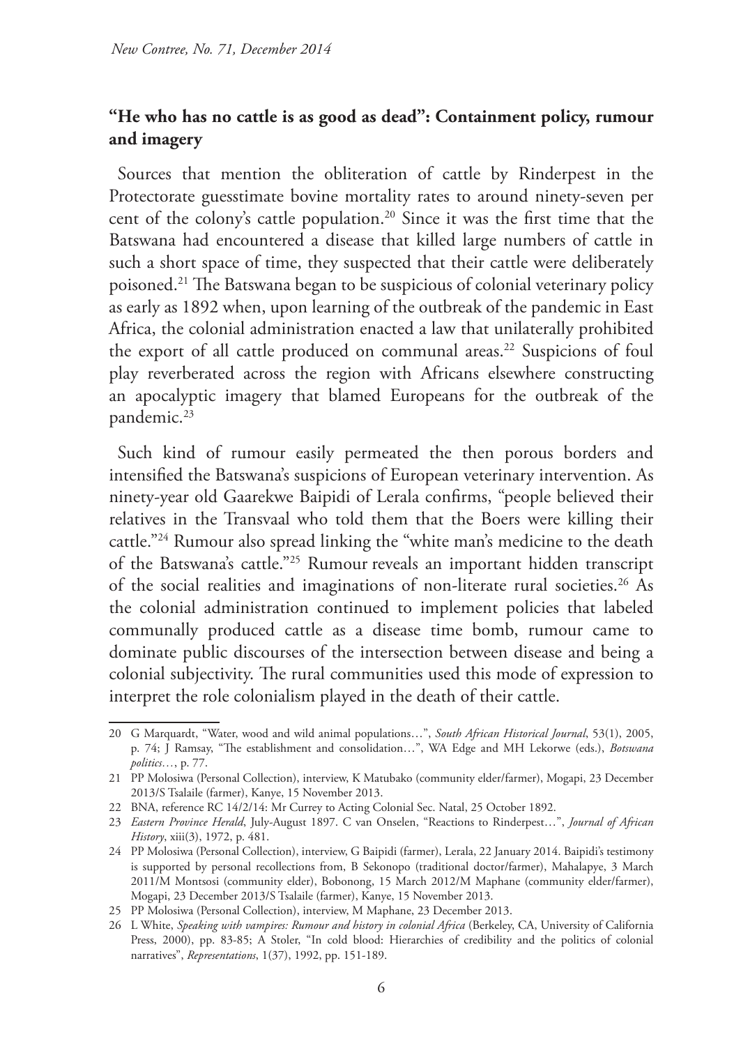## "He who has no cattle is as good as dead": Containment policy, rumour and imagery

Sources that mention the obliteration of cattle by Rinderpest in the Protectorate guesstimate bovine mortality rates to around ninety-seven per cent of the colony's cattle population.[20] Since it was the first time that the Batswana had encountered a disease that killed large numbers of cattle in such a short space of time, they suspected that their cattle were deliberately poisoned.[21] The Batswana began to be suspicious of colonial veterinary policy as early as 1892 when, upon learning of the outbreak of the pandemic in East Africa, the colonial administration enacted a law that unilaterally prohibited the export of all cattle produced on communal areas.[22] Suspicions of foul play reverberated across the region with Africans elsewhere constructing an apocalyptic imagery that blamed Europeans for the outbreak of the pandemic.[23]

Such kind of rumour easily permeated the then porous borders and intensified the Batswana's suspicions of European veterinary intervention. As ninety-year old Gaarekwe Baipidi of Lerala confirms, "people believed their relatives in the Transvaal who told them that the Boers were killing their cattle."[24] Rumour also spread linking the "white man's medicine to the death of the Batswana's cattle."[25] Rumour reveals an important hidden transcript of the social realities and imaginations of non-literate rural societies.[26] As the colonial administration continued to implement policies that labeled communally produced cattle as a disease time bomb, rumour came to dominate public discourses of the intersection between disease and being a colonial subjectivity. The rural communities used this mode of expression to interpret the role colonialism played in the death of their cattle.

---

20 G Marquardt, "Water, wood and wild animal populations…", *South African Historical Journal*, 53(1), 2005, p. 74; J Ramsay, "The establishment and consolidation…", WA Edge and MH Lekorwe (eds.), *Botswana politics…*, p. 77.

21 PP Molosiwa (Personal Collection), interview, K Matubako (community elder/farmer), Mogapi, 23 December 2013/S Tsalaile (farmer), Kanye, 15 November 2013.

22 BNA, reference RC 14/2/14: Mr Currey to Acting Colonial Sec. Natal, 25 October 1892.

23 *Eastern Province Herald*, July-August 1897. C van Onselen, "Reactions to Rinderpest…", *Journal of African History*, xiii(3), 1972, p. 481.

24 PP Molosiwa (Personal Collection), interview, G Baipidi (farmer), Lerala, 22 January 2014. Baipidi's testimony is supported by personal recollections from, B Sekonopo (traditional doctor/farmer), Mahalapye, 3 March 2011/M Montsosi (community elder), Bobonong, 15 March 2012/M Maphane (community elder/farmer), Mogapi, 23 December 2013/S Tsalaile (farmer), Kanye, 15 November 2013.

25 PP Molosiwa (Personal Collection), interview, M Maphane, 23 December 2013.

26 L White, *Speaking with vampires: Rumour and history in colonial Africa* (Berkeley, CA, University of California Press, 2000), pp. 83-85; A Stoler, "In cold blood: Hierarchies of credibility and the politics of colonial narratives", *Representations*, 1(37), 1992, pp. 151-189.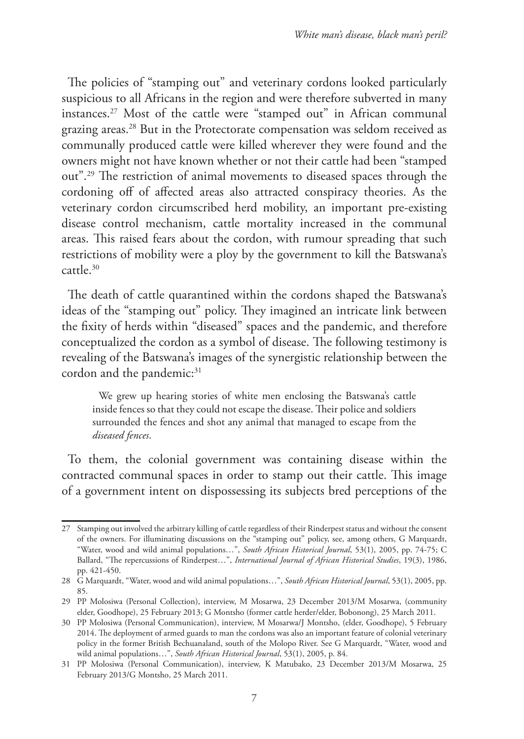The policies of "stamping out" and veterinary cordons looked particularly suspicious to all Africans in the region and were therefore subverted in many instances.[27] Most of the cattle were "stamped out" in African communal grazing areas.[28] But in the Protectorate compensation was seldom received as communally produced cattle were killed wherever they were found and the owners might not have known whether or not their cattle had been "stamped out".[29] The restriction of animal movements to diseased spaces through the cordoning off of affected areas also attracted conspiracy theories. As the veterinary cordon circumscribed herd mobility, an important pre-existing disease control mechanism, cattle mortality increased in the communal areas. This raised fears about the cordon, with rumour spreading that such restrictions of mobility were a ploy by the government to kill the Batswana's cattle.[30]

The death of cattle quarantined within the cordons shaped the Batswana's ideas of the "stamping out" policy. They imagined an intricate link between the fixity of herds within "diseased" spaces and the pandemic, and therefore conceptualized the cordon as a symbol of disease. The following testimony is revealing of the Batswana's images of the synergistic relationship between the cordon and the pandemic:[31]

> We grew up hearing stories of white men enclosing the Batswana's cattle inside fences so that they could not escape the disease. Their police and soldiers surrounded the fences and shot any animal that managed to escape from the *diseased fences*.

To them, the colonial government was containing disease within the contracted communal spaces in order to stamp out their cattle. This image of a government intent on dispossessing its subjects bred perceptions of the

---

27 Stamping out involved the arbitrary killing of cattle regardless of their Rinderpest status and without the consent of the owners. For illuminating discussions on the "stamping out" policy, see, among others, G Marquardt, "Water, wood and wild animal populations…", *South African Historical Journal*, 53(1), 2005, pp. 74-75; C Ballard, "The repercussions of Rinderpest…", *International Journal of African Historical Studies*, 19(3), 1986, pp. 421-450.

28 G Marquardt, "Water, wood and wild animal populations…", *South African Historical Journal*, 53(1), 2005, pp. 85.

29 PP Molosiwa (Personal Collection), interview, M Mosarwa, 23 December 2013/M Mosarwa, (community elder, Goodhope), 25 February 2013; G Montsho (former cattle herder/elder, Bobonong), 25 March 2011.

30 PP Molosiwa (Personal Communication), interview, M Mosarwa/J Montsho, (elder, Goodhope), 5 February 2014. The deployment of armed guards to man the cordons was also an important feature of colonial veterinary policy in the former British Bechuanaland, south of the Molopo River. See G Marquardt, "Water, wood and wild animal populations…", *South African Historical Journal*, 53(1), 2005, p. 84.

31 PP Molosiwa (Personal Communication), interview, K Matubako, 23 December 2013/M Mosarwa, 25 February 2013/G Montsho, 25 March 2011.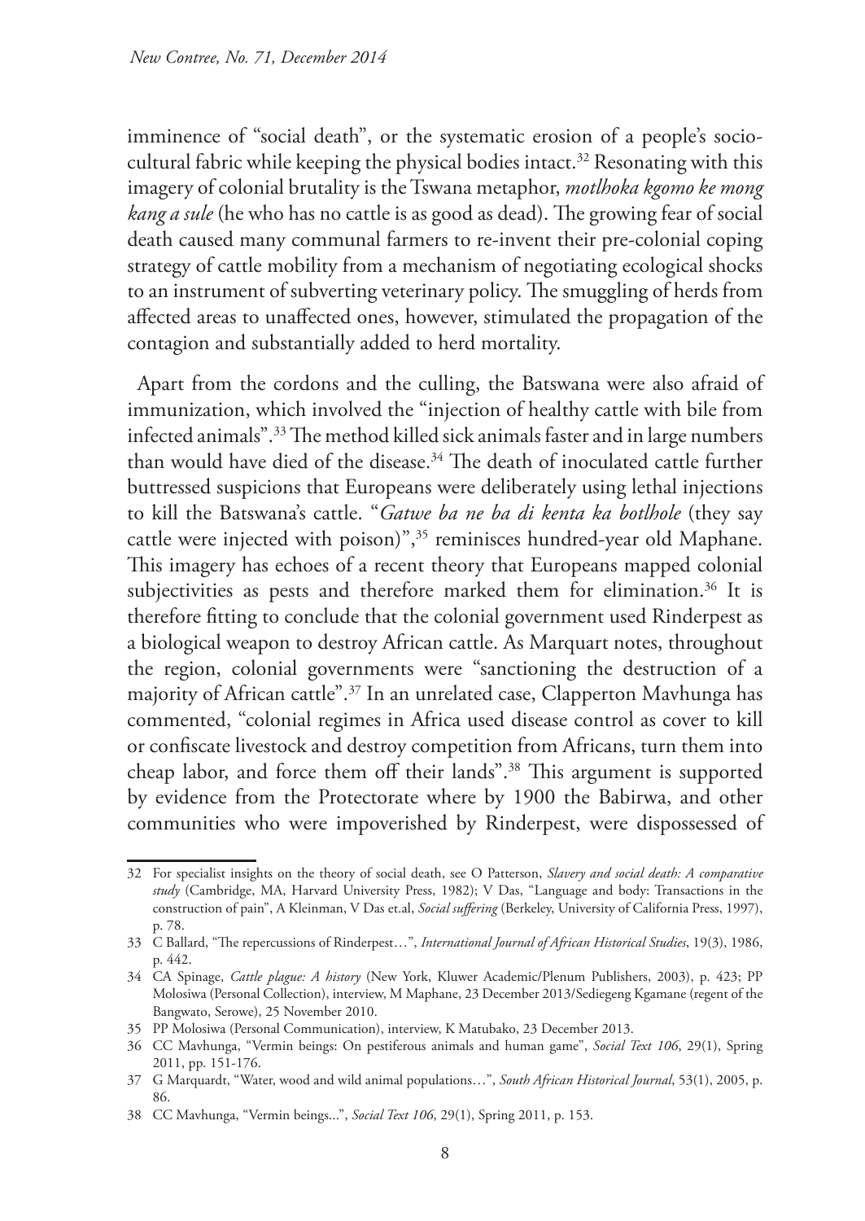imminence of "social death", or the systematic erosion of a people's socio-cultural fabric while keeping the physical bodies intact.[32] Resonating with this imagery of colonial brutality is the Tswana metaphor, *motlhoka kgomo ke mong kang a sule* (he who has no cattle is as good as dead). The growing fear of social death caused many communal farmers to re-invent their pre-colonial coping strategy of cattle mobility from a mechanism of negotiating ecological shocks to an instrument of subverting veterinary policy. The smuggling of herds from affected areas to unaffected ones, however, stimulated the propagation of the contagion and substantially added to herd mortality.

Apart from the cordons and the culling, the Batswana were also afraid of immunization, which involved the "injection of healthy cattle with bile from infected animals".[33] The method killed sick animals faster and in large numbers than would have died of the disease.[34] The death of inoculated cattle further buttressed suspicions that Europeans were deliberately using lethal injections to kill the Batswana's cattle. "*Gatwe ba ne ba di kenta ka botlhole* (they say cattle were injected with poison)",[35] reminisces hundred-year old Maphane. This imagery has echoes of a recent theory that Europeans mapped colonial subjectivities as pests and therefore marked them for elimination.[36] It is therefore fitting to conclude that the colonial government used Rinderpest as a biological weapon to destroy African cattle. As Marquart notes, throughout the region, colonial governments were "sanctioning the destruction of a majority of African cattle".[37] In an unrelated case, Clapperton Mavhunga has commented, "colonial regimes in Africa used disease control as cover to kill or confiscate livestock and destroy competition from Africans, turn them into cheap labor, and force them off their lands".[38] This argument is supported by evidence from the Protectorate where by 1900 the Babirwa, and other communities who were impoverished by Rinderpest, were dispossessed of

---

32 For specialist insights on the theory of social death, see O Patterson, *Slavery and social death: A comparative study* (Cambridge, MA, Harvard University Press, 1982); V Das, "Language and body: Transactions in the construction of pain", A Kleinman, V Das et.al, *Social suffering* (Berkeley, University of California Press, 1997), p. 78.

33 C Ballard, "The repercussions of Rinderpest…", *International Journal of African Historical Studies*, 19(3), 1986, p. 442.

34 CA Spinage, *Cattle plague: A history* (New York, Kluwer Academic/Plenum Publishers, 2003), p. 423; PP Molosiwa (Personal Collection), interview, M Maphane, 23 December 2013/Sediegeng Kgamane (regent of the Bangwato, Serowe), 25 November 2010.

35 PP Molosiwa (Personal Communication), interview, K Matubako, 23 December 2013.

36 CC Mavhunga, "Vermin beings: On pestiferous animals and human game", *Social Text 106*, 29(1), Spring 2011, pp. 151-176.

37 G Marquardt, "Water, wood and wild animal populations…", *South African Historical Journal*, 53(1), 2005, p. 86.

38 CC Mavhunga, "Vermin beings...", *Social Text 106*, 29(1), Spring 2011, p. 153.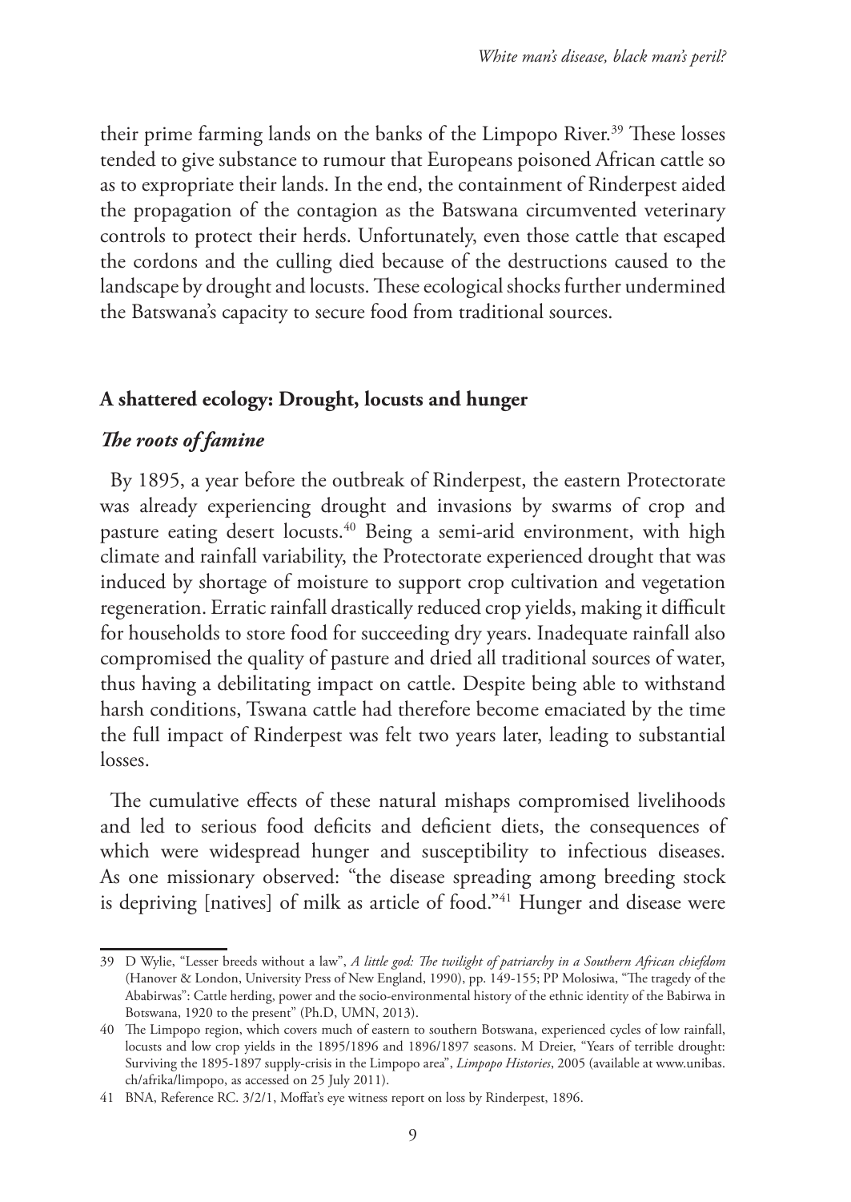their prime farming lands on the banks of the Limpopo River.[39] These losses tended to give substance to rumour that Europeans poisoned African cattle so as to expropriate their lands. In the end, the containment of Rinderpest aided the propagation of the contagion as the Batswana circumvented veterinary controls to protect their herds. Unfortunately, even those cattle that escaped the cordons and the culling died because of the destructions caused to the landscape by drought and locusts. These ecological shocks further undermined the Batswana's capacity to secure food from traditional sources.

## A shattered ecology: Drought, locusts and hunger

### *The roots of famine*

By 1895, a year before the outbreak of Rinderpest, the eastern Protectorate was already experiencing drought and invasions by swarms of crop and pasture eating desert locusts.[40] Being a semi-arid environment, with high climate and rainfall variability, the Protectorate experienced drought that was induced by shortage of moisture to support crop cultivation and vegetation regeneration. Erratic rainfall drastically reduced crop yields, making it difficult for households to store food for succeeding dry years. Inadequate rainfall also compromised the quality of pasture and dried all traditional sources of water, thus having a debilitating impact on cattle. Despite being able to withstand harsh conditions, Tswana cattle had therefore become emaciated by the time the full impact of Rinderpest was felt two years later, leading to substantial losses.

The cumulative effects of these natural mishaps compromised livelihoods and led to serious food deficits and deficient diets, the consequences of which were widespread hunger and susceptibility to infectious diseases. As one missionary observed: "the disease spreading among breeding stock is depriving [natives] of milk as article of food."[41] Hunger and disease were

---

39 D Wylie, "Lesser breeds without a law", *A little god: The twilight of patriarchy in a Southern African chiefdom* (Hanover & London, University Press of New England, 1990), pp. 149-155; PP Molosiwa, "The tragedy of the Ababirwas": Cattle herding, power and the socio-environmental history of the ethnic identity of the Babirwa in Botswana, 1920 to the present" (Ph.D, UMN, 2013).

40 The Limpopo region, which covers much of eastern to southern Botswana, experienced cycles of low rainfall, locusts and low crop yields in the 1895/1896 and 1896/1897 seasons. M Dreier, "Years of terrible drought: Surviving the 1895-1897 supply-crisis in the Limpopo area", *Limpopo Histories*, 2005 (available at www.unibas.ch/afrika/limpopo, as accessed on 25 July 2011).

41 BNA, Reference RC. 3/2/1, Moffat's eye witness report on loss by Rinderpest, 1896.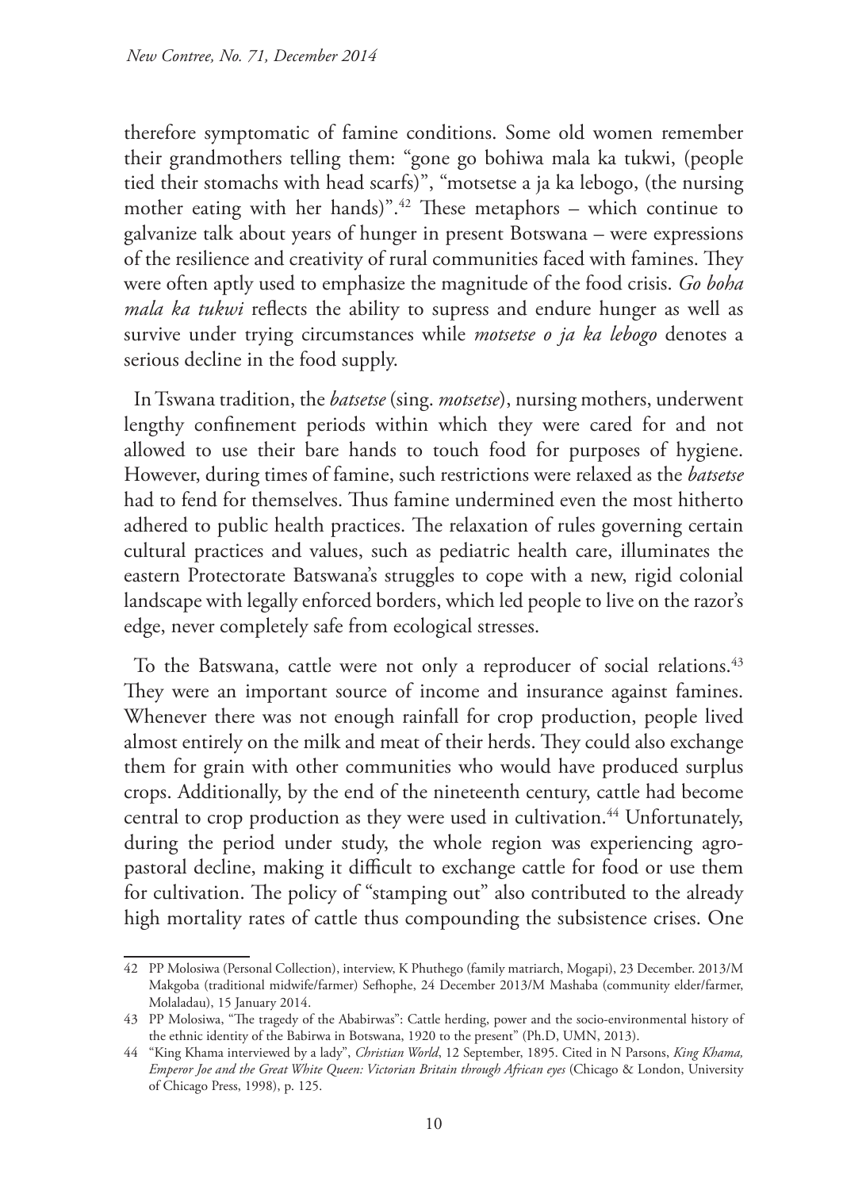therefore symptomatic of famine conditions. Some old women remember their grandmothers telling them: "gone go bohiwa mala ka tukwi, (people tied their stomachs with head scarfs)", "motsetse a ja ka lebogo, (the nursing mother eating with her hands)".[42] These metaphors – which continue to galvanize talk about years of hunger in present Botswana – were expressions of the resilience and creativity of rural communities faced with famines. They were often aptly used to emphasize the magnitude of the food crisis. *Go boha mala ka tukwi* reflects the ability to supress and endure hunger as well as survive under trying circumstances while *motsetse o ja ka lebogo* denotes a serious decline in the food supply.

In Tswana tradition, the *batsetse* (sing. *motsetse*), nursing mothers, underwent lengthy confinement periods within which they were cared for and not allowed to use their bare hands to touch food for purposes of hygiene. However, during times of famine, such restrictions were relaxed as the *batsetse* had to fend for themselves. Thus famine undermined even the most hitherto adhered to public health practices. The relaxation of rules governing certain cultural practices and values, such as pediatric health care, illuminates the eastern Protectorate Batswana's struggles to cope with a new, rigid colonial landscape with legally enforced borders, which led people to live on the razor's edge, never completely safe from ecological stresses.

To the Batswana, cattle were not only a reproducer of social relations.[43] They were an important source of income and insurance against famines. Whenever there was not enough rainfall for crop production, people lived almost entirely on the milk and meat of their herds. They could also exchange them for grain with other communities who would have produced surplus crops. Additionally, by the end of the nineteenth century, cattle had become central to crop production as they were used in cultivation.[44] Unfortunately, during the period under study, the whole region was experiencing agro-pastoral decline, making it difficult to exchange cattle for food or use them for cultivation. The policy of "stamping out" also contributed to the already high mortality rates of cattle thus compounding the subsistence crises. One

---

42 PP Molosiwa (Personal Collection), interview, K Phuthego (family matriarch, Mogapi), 23 December. 2013/M Makgoba (traditional midwife/farmer) Sefhophe, 24 December 2013/M Mashaba (community elder/farmer, Molaladau), 15 January 2014.

43 PP Molosiwa, "The tragedy of the Ababirwas": Cattle herding, power and the socio-environmental history of the ethnic identity of the Babirwa in Botswana, 1920 to the present" (Ph.D, UMN, 2013).

44 "King Khama interviewed by a lady", *Christian World*, 12 September, 1895. Cited in N Parsons, *King Khama, Emperor Joe and the Great White Queen: Victorian Britain through African eyes* (Chicago & London, University of Chicago Press, 1998), p. 125.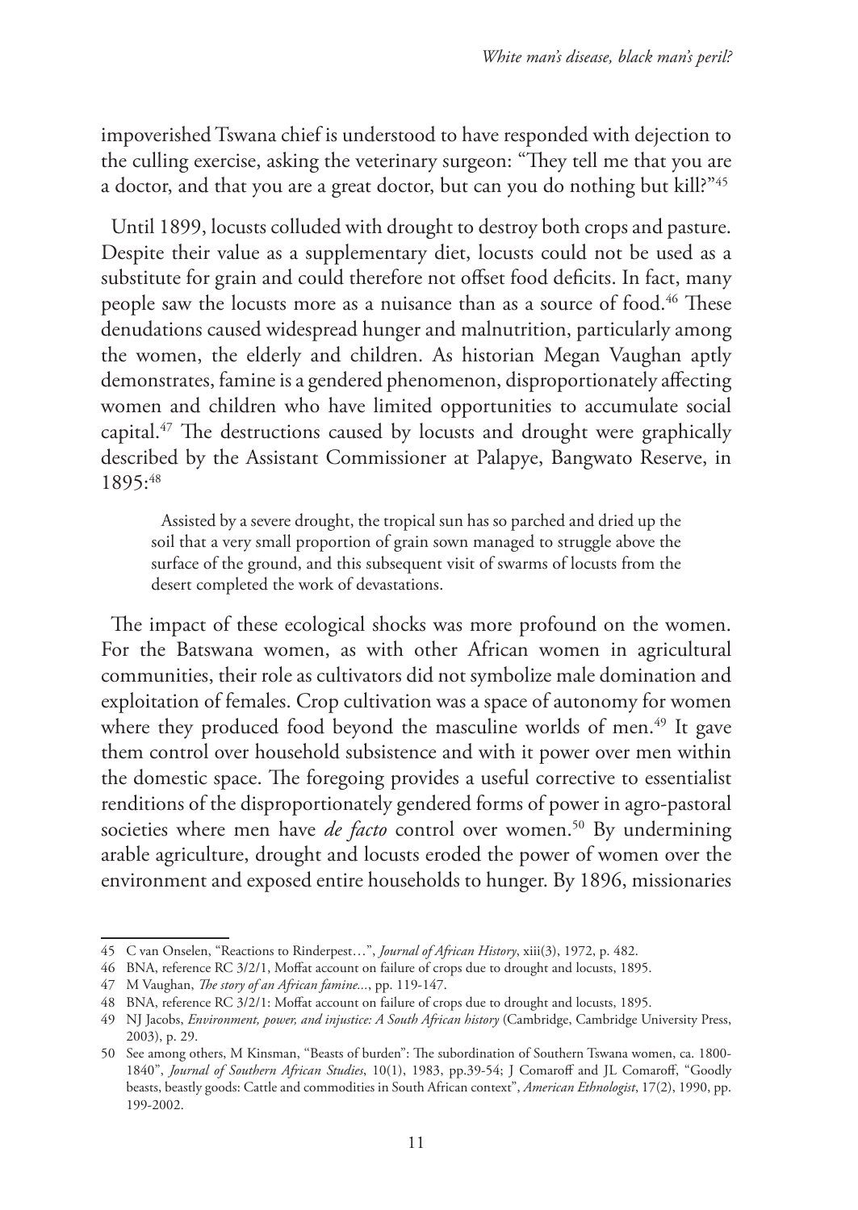impoverished Tswana chief is understood to have responded with dejection to the culling exercise, asking the veterinary surgeon: "They tell me that you are a doctor, and that you are a great doctor, but can you do nothing but kill?"[45]

Until 1899, locusts colluded with drought to destroy both crops and pasture. Despite their value as a supplementary diet, locusts could not be used as a substitute for grain and could therefore not offset food deficits. In fact, many people saw the locusts more as a nuisance than as a source of food.[46] These denudations caused widespread hunger and malnutrition, particularly among the women, the elderly and children. As historian Megan Vaughan aptly demonstrates, famine is a gendered phenomenon, disproportionately affecting women and children who have limited opportunities to accumulate social capital.[47] The destructions caused by locusts and drought were graphically described by the Assistant Commissioner at Palapye, Bangwato Reserve, in 1895:[48]

> Assisted by a severe drought, the tropical sun has so parched and dried up the soil that a very small proportion of grain sown managed to struggle above the surface of the ground, and this subsequent visit of swarms of locusts from the desert completed the work of devastations.

The impact of these ecological shocks was more profound on the women. For the Batswana women, as with other African women in agricultural communities, their role as cultivators did not symbolize male domination and exploitation of females. Crop cultivation was a space of autonomy for women where they produced food beyond the masculine worlds of men.[49] It gave them control over household subsistence and with it power over men within the domestic space. The foregoing provides a useful corrective to essentialist renditions of the disproportionately gendered forms of power in agro-pastoral societies where men have *de facto* control over women.[50] By undermining arable agriculture, drought and locusts eroded the power of women over the environment and exposed entire households to hunger. By 1896, missionaries

---

45 C van Onselen, "Reactions to Rinderpest…", *Journal of African History*, xiii(3), 1972, p. 482.

46 BNA, reference RC 3/2/1, Moffat account on failure of crops due to drought and locusts, 1895.

47 M Vaughan, *The story of an African famine...*, pp. 119-147.

48 BNA, reference RC 3/2/1: Moffat account on failure of crops due to drought and locusts, 1895.

49 NJ Jacobs, *Environment, power, and injustice: A South African history* (Cambridge, Cambridge University Press, 2003), p. 29.

50 See among others, M Kinsman, "Beasts of burden": The subordination of Southern Tswana women, ca. 1800-1840", *Journal of Southern African Studies*, 10(1), 1983, pp.39-54; J Comaroff and JL Comaroff, "Goodly beasts, beastly goods: Cattle and commodities in South African context", *American Ethnologist*, 17(2), 1990, pp. 199-2002.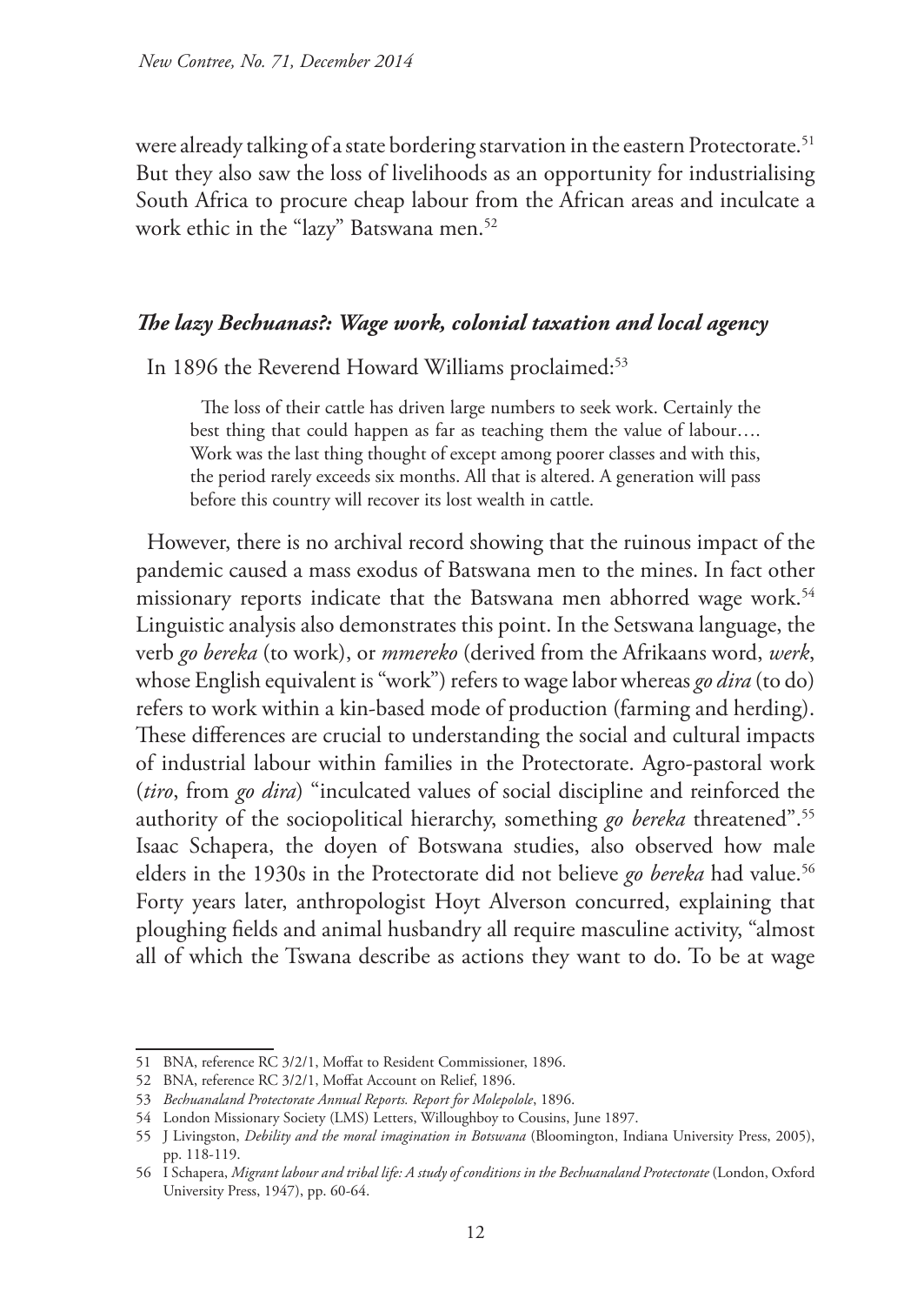were already talking of a state bordering starvation in the eastern Protectorate.[51] But they also saw the loss of livelihoods as an opportunity for industrialising South Africa to procure cheap labour from the African areas and inculcate a work ethic in the "lazy" Batswana men.[52]

## *The lazy Bechuanas?: Wage work, colonial taxation and local agency*

In 1896 the Reverend Howard Williams proclaimed:[53]

> The loss of their cattle has driven large numbers to seek work. Certainly the best thing that could happen as far as teaching them the value of labour…. Work was the last thing thought of except among poorer classes and with this, the period rarely exceeds six months. All that is altered. A generation will pass before this country will recover its lost wealth in cattle.

However, there is no archival record showing that the ruinous impact of the pandemic caused a mass exodus of Batswana men to the mines. In fact other missionary reports indicate that the Batswana men abhorred wage work.[54] Linguistic analysis also demonstrates this point. In the Setswana language, the verb *go bereka* (to work), or *mmereko* (derived from the Afrikaans word, *werk*, whose English equivalent is "work") refers to wage labor whereas *go dira* (to do) refers to work within a kin-based mode of production (farming and herding). These differences are crucial to understanding the social and cultural impacts of industrial labour within families in the Protectorate. Agro-pastoral work (*tiro*, from *go dira*) "inculcated values of social discipline and reinforced the authority of the sociopolitical hierarchy, something *go bereka* threatened".[55] Isaac Schapera, the doyen of Botswana studies, also observed how male elders in the 1930s in the Protectorate did not believe *go bereka* had value.[56] Forty years later, anthropologist Hoyt Alverson concurred, explaining that ploughing fields and animal husbandry all require masculine activity, "almost all of which the Tswana describe as actions they want to do. To be at wage

---

51 BNA, reference RC 3/2/1, Moffat to Resident Commissioner, 1896.

52 BNA, reference RC 3/2/1, Moffat Account on Relief, 1896.

53 *Bechuanaland Protectorate Annual Reports. Report for Molepolole*, 1896.

54 London Missionary Society (LMS) Letters, Willoughboy to Cousins, June 1897.

55 J Livingston, *Debility and the moral imagination in Botswana* (Bloomington, Indiana University Press, 2005), pp. 118-119.

56 I Schapera, *Migrant labour and tribal life: A study of conditions in the Bechuanaland Protectorate* (London, Oxford University Press, 1947), pp. 60-64.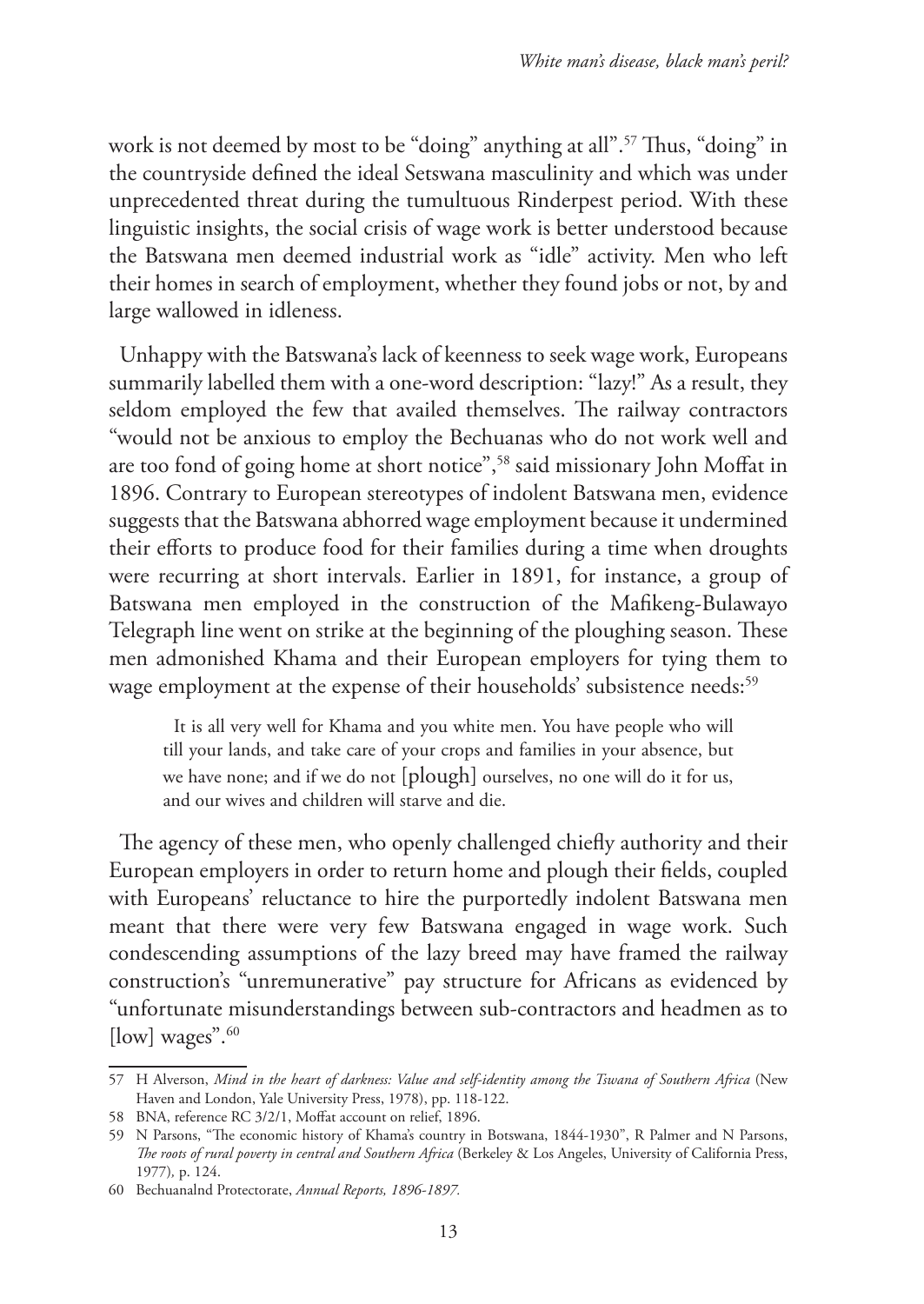work is not deemed by most to be "doing" anything at all".[57] Thus, "doing" in the countryside defined the ideal Setswana masculinity and which was under unprecedented threat during the tumultuous Rinderpest period. With these linguistic insights, the social crisis of wage work is better understood because the Batswana men deemed industrial work as "idle" activity. Men who left their homes in search of employment, whether they found jobs or not, by and large wallowed in idleness.

Unhappy with the Batswana's lack of keenness to seek wage work, Europeans summarily labelled them with a one-word description: "lazy!" As a result, they seldom employed the few that availed themselves. The railway contractors "would not be anxious to employ the Bechuanas who do not work well and are too fond of going home at short notice",[58] said missionary John Moffat in 1896. Contrary to European stereotypes of indolent Batswana men, evidence suggests that the Batswana abhorred wage employment because it undermined their efforts to produce food for their families during a time when droughts were recurring at short intervals. Earlier in 1891, for instance, a group of Batswana men employed in the construction of the Mafikeng-Bulawayo Telegraph line went on strike at the beginning of the ploughing season. These men admonished Khama and their European employers for tying them to wage employment at the expense of their households' subsistence needs:[59]

> It is all very well for Khama and you white men. You have people who will till your lands, and take care of your crops and families in your absence, but we have none; and if we do not [plough] ourselves, no one will do it for us, and our wives and children will starve and die.

The agency of these men, who openly challenged chiefly authority and their European employers in order to return home and plough their fields, coupled with Europeans' reluctance to hire the purportedly indolent Batswana men meant that there were very few Batswana engaged in wage work. Such condescending assumptions of the lazy breed may have framed the railway construction's "unremunerative" pay structure for Africans as evidenced by "unfortunate misunderstandings between sub-contractors and headmen as to [low] wages".[60]

---

57 H Alverson, *Mind in the heart of darkness: Value and self-identity among the Tswana of Southern Africa* (New Haven and London, Yale University Press, 1978), pp. 118-122.

58 BNA, reference RC 3/2/1, Moffat account on relief, 1896.

59 N Parsons, "The economic history of Khama's country in Botswana, 1844-1930", R Palmer and N Parsons, *The roots of rural poverty in central and Southern Africa* (Berkeley & Los Angeles, University of California Press, 1977), p. 124.

60 Bechuanalnd Protectorate, *Annual Reports, 1896-1897.*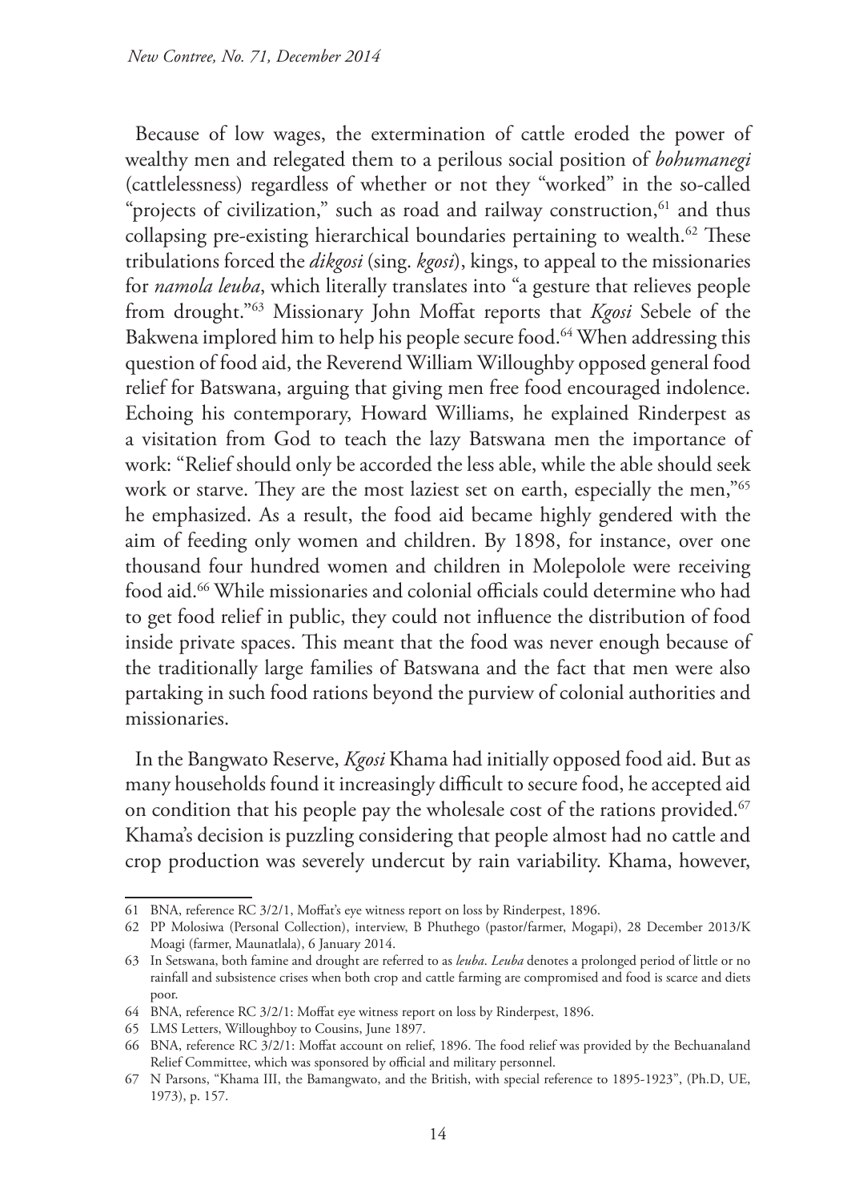Because of low wages, the extermination of cattle eroded the power of wealthy men and relegated them to a perilous social position of *bohumanegi* (cattlelessness) regardless of whether or not they "worked" in the so-called "projects of civilization," such as road and railway construction,[61] and thus collapsing pre-existing hierarchical boundaries pertaining to wealth.[62] These tribulations forced the *dikgosi* (sing. *kgosi*), kings, to appeal to the missionaries for *namola leuba*, which literally translates into "a gesture that relieves people from drought."[63] Missionary John Moffat reports that *Kgosi* Sebele of the Bakwena implored him to help his people secure food.[64] When addressing this question of food aid, the Reverend William Willoughby opposed general food relief for Batswana, arguing that giving men free food encouraged indolence. Echoing his contemporary, Howard Williams, he explained Rinderpest as a visitation from God to teach the lazy Batswana men the importance of work: "Relief should only be accorded the less able, while the able should seek work or starve. They are the most laziest set on earth, especially the men,"[65] he emphasized. As a result, the food aid became highly gendered with the aim of feeding only women and children. By 1898, for instance, over one thousand four hundred women and children in Molepolole were receiving food aid.[66] While missionaries and colonial officials could determine who had to get food relief in public, they could not influence the distribution of food inside private spaces. This meant that the food was never enough because of the traditionally large families of Batswana and the fact that men were also partaking in such food rations beyond the purview of colonial authorities and missionaries.

In the Bangwato Reserve, *Kgosi* Khama had initially opposed food aid. But as many households found it increasingly difficult to secure food, he accepted aid on condition that his people pay the wholesale cost of the rations provided.[67] Khama's decision is puzzling considering that people almost had no cattle and crop production was severely undercut by rain variability. Khama, however,

61 BNA, reference RC 3/2/1, Moffat's eye witness report on loss by Rinderpest, 1896.

62 PP Molosiwa (Personal Collection), interview, B Phuthego (pastor/farmer, Mogapi), 28 December 2013/K Moagi (farmer, Maunatlala), 6 January 2014.

63 In Setswana, both famine and drought are referred to as *leuba*. *Leuba* denotes a prolonged period of little or no rainfall and subsistence crises when both crop and cattle farming are compromised and food is scarce and diets poor.

64 BNA, reference RC 3/2/1: Moffat eye witness report on loss by Rinderpest, 1896.

65 LMS Letters, Willoughboy to Cousins, June 1897.

66 BNA, reference RC 3/2/1: Moffat account on relief, 1896. The food relief was provided by the Bechuanaland Relief Committee, which was sponsored by official and military personnel.

67 N Parsons, "Khama III, the Bamangwato, and the British, with special reference to 1895-1923", (Ph.D, UE, 1973), p. 157.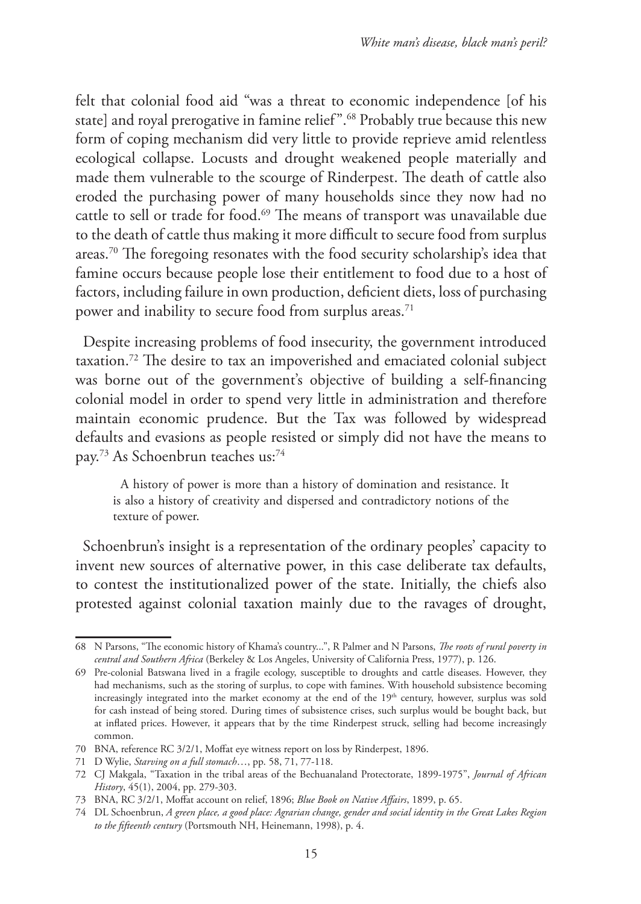felt that colonial food aid "was a threat to economic independence [of his state] and royal prerogative in famine relief".[68] Probably true because this new form of coping mechanism did very little to provide reprieve amid relentless ecological collapse. Locusts and drought weakened people materially and made them vulnerable to the scourge of Rinderpest. The death of cattle also eroded the purchasing power of many households since they now had no cattle to sell or trade for food.[69] The means of transport was unavailable due to the death of cattle thus making it more difficult to secure food from surplus areas.[70] The foregoing resonates with the food security scholarship's idea that famine occurs because people lose their entitlement to food due to a host of factors, including failure in own production, deficient diets, loss of purchasing power and inability to secure food from surplus areas.[71]

Despite increasing problems of food insecurity, the government introduced taxation.[72] The desire to tax an impoverished and emaciated colonial subject was borne out of the government's objective of building a self-financing colonial model in order to spend very little in administration and therefore maintain economic prudence. But the Tax was followed by widespread defaults and evasions as people resisted or simply did not have the means to pay.[73] As Schoenbrun teaches us:[74]

> A history of power is more than a history of domination and resistance. It is also a history of creativity and dispersed and contradictory notions of the texture of power.

Schoenbrun's insight is a representation of the ordinary peoples' capacity to invent new sources of alternative power, in this case deliberate tax defaults, to contest the institutionalized power of the state. Initially, the chiefs also protested against colonial taxation mainly due to the ravages of drought,

---

68 N Parsons, "The economic history of Khama's country...", R Palmer and N Parsons, *The roots of rural poverty in central and Southern Africa* (Berkeley & Los Angeles, University of California Press, 1977), p. 126.

69 Pre-colonial Batswana lived in a fragile ecology, susceptible to droughts and cattle diseases. However, they had mechanisms, such as the storing of surplus, to cope with famines. With household subsistence becoming increasingly integrated into the market economy at the end of the 19th century, however, surplus was sold for cash instead of being stored. During times of subsistence crises, such surplus would be bought back, but at inflated prices. However, it appears that by the time Rinderpest struck, selling had become increasingly common.

70 BNA, reference RC 3/2/1, Moffat eye witness report on loss by Rinderpest, 1896.

71 D Wylie, *Starving on a full stomach*…, pp. 58, 71, 77-118.

72 CJ Makgala, "Taxation in the tribal areas of the Bechuanaland Protectorate, 1899-1975", *Journal of African History*, 45(1), 2004, pp. 279-303.

73 BNA, RC 3/2/1, Moffat account on relief, 1896; *Blue Book on Native Affairs*, 1899, p. 65.

74 DL Schoenbrun, *A green place, a good place: Agrarian change, gender and social identity in the Great Lakes Region to the fifteenth century* (Portsmouth NH, Heinemann, 1998), p. 4.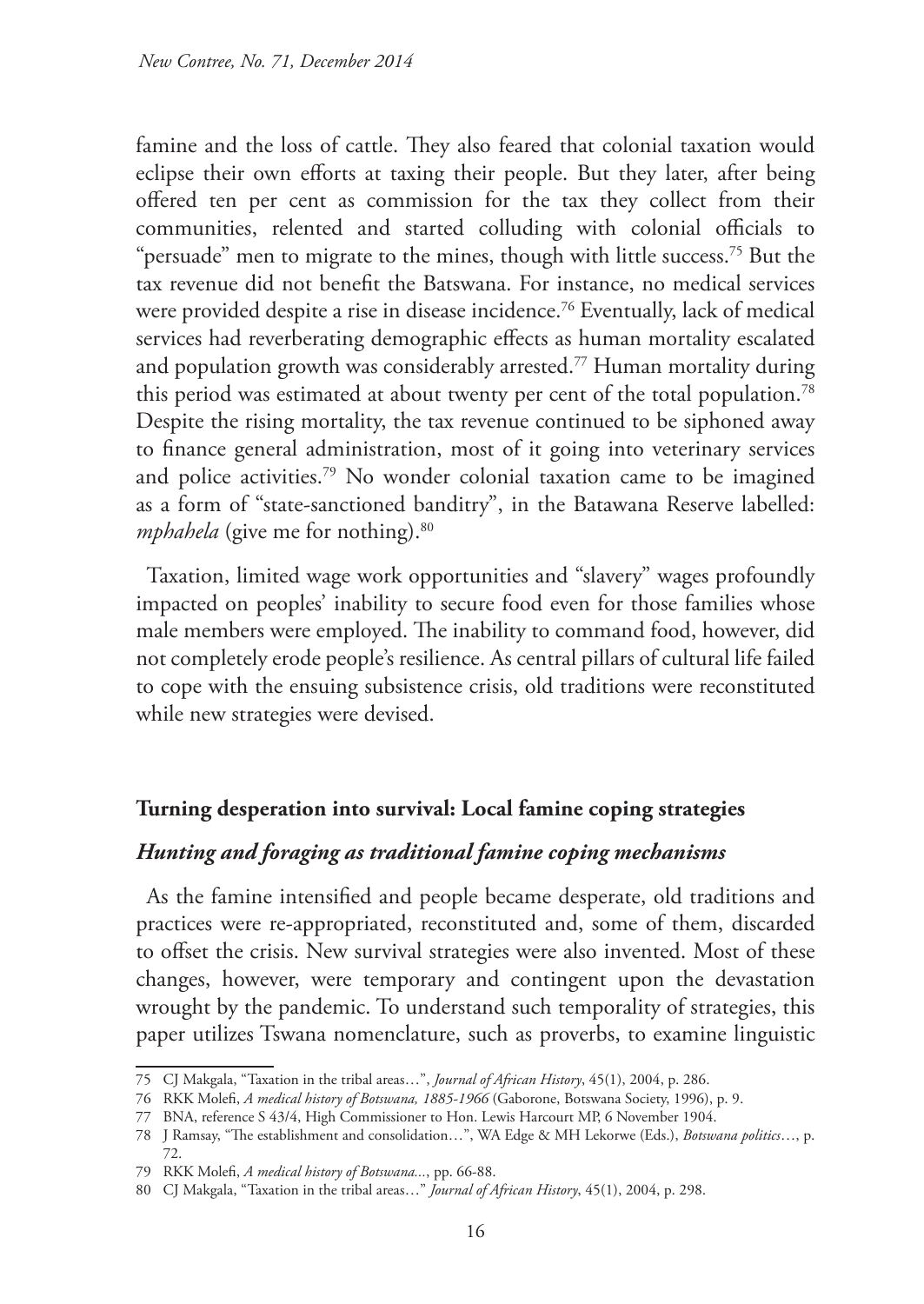famine and the loss of cattle. They also feared that colonial taxation would eclipse their own efforts at taxing their people. But they later, after being offered ten per cent as commission for the tax they collect from their communities, relented and started colluding with colonial officials to "persuade" men to migrate to the mines, though with little success.[75] But the tax revenue did not benefit the Batswana. For instance, no medical services were provided despite a rise in disease incidence.[76] Eventually, lack of medical services had reverberating demographic effects as human mortality escalated and population growth was considerably arrested.[77] Human mortality during this period was estimated at about twenty per cent of the total population.[78] Despite the rising mortality, the tax revenue continued to be siphoned away to finance general administration, most of it going into veterinary services and police activities.[79] No wonder colonial taxation came to be imagined as a form of "state-sanctioned banditry", in the Batawana Reserve labelled: *mphahela* (give me for nothing).[80]

Taxation, limited wage work opportunities and "slavery" wages profoundly impacted on peoples' inability to secure food even for those families whose male members were employed. The inability to command food, however, did not completely erode people's resilience. As central pillars of cultural life failed to cope with the ensuing subsistence crisis, old traditions were reconstituted while new strategies were devised.

## Turning desperation into survival: Local famine coping strategies

### *Hunting and foraging as traditional famine coping mechanisms*

As the famine intensified and people became desperate, old traditions and practices were re-appropriated, reconstituted and, some of them, discarded to offset the crisis. New survival strategies were also invented. Most of these changes, however, were temporary and contingent upon the devastation wrought by the pandemic. To understand such temporality of strategies, this paper utilizes Tswana nomenclature, such as proverbs, to examine linguistic

---

75 CJ Makgala, "Taxation in the tribal areas…", *Journal of African History*, 45(1), 2004, p. 286.

76 RKK Molefi, *A medical history of Botswana, 1885-1966* (Gaborone, Botswana Society, 1996), p. 9.

77 BNA, reference S 43/4, High Commissioner to Hon. Lewis Harcourt MP, 6 November 1904.

78 J Ramsay, "The establishment and consolidation…", WA Edge & MH Lekorwe (Eds.), *Botswana politics*…, p. 72.

79 RKK Molefi, *A medical history of Botswana...*, pp. 66-88.

80 CJ Makgala, "Taxation in the tribal areas…" *Journal of African History*, 45(1), 2004, p. 298.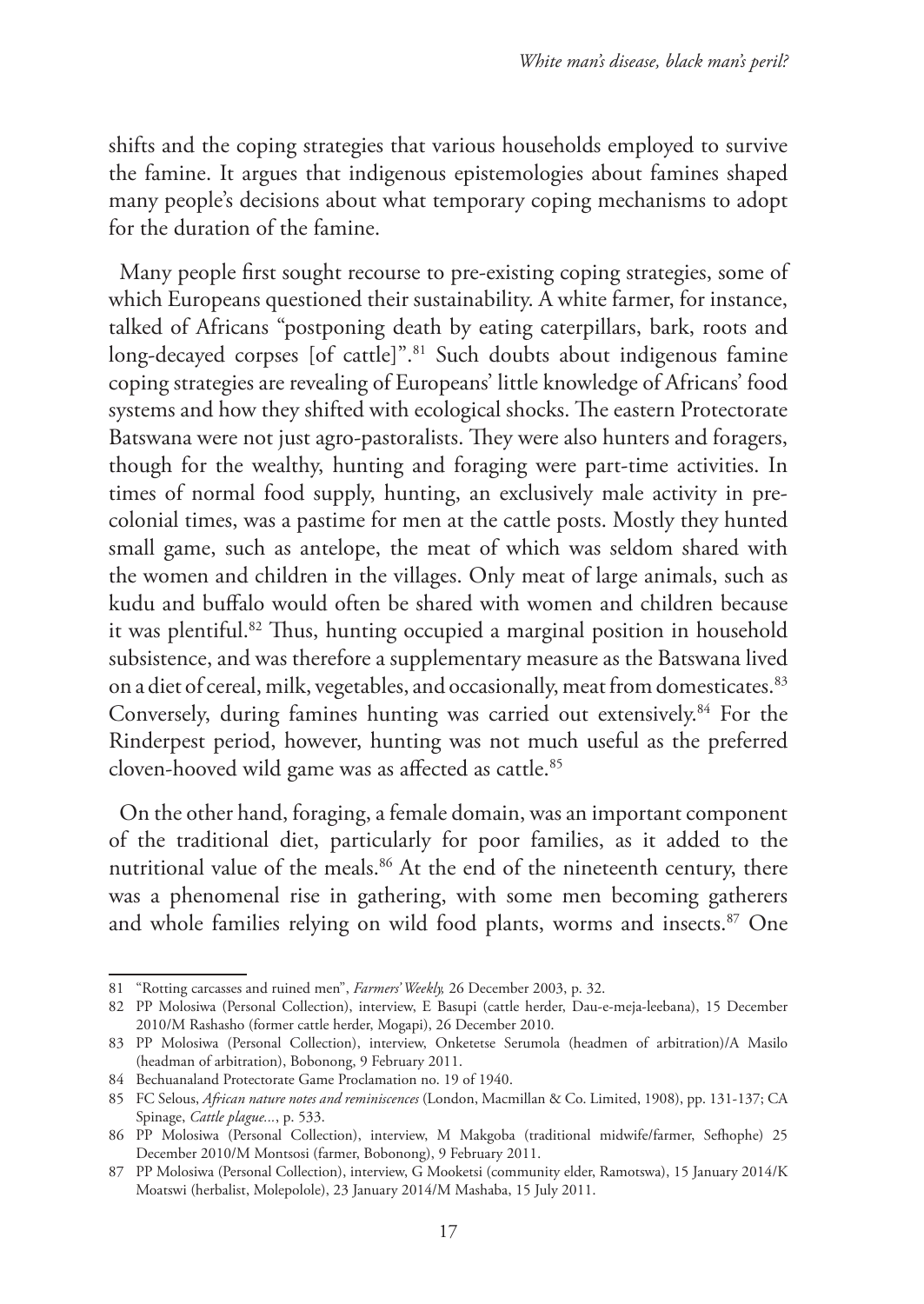shifts and the coping strategies that various households employed to survive the famine. It argues that indigenous epistemologies about famines shaped many people's decisions about what temporary coping mechanisms to adopt for the duration of the famine.

Many people first sought recourse to pre-existing coping strategies, some of which Europeans questioned their sustainability. A white farmer, for instance, talked of Africans "postponing death by eating caterpillars, bark, roots and long-decayed corpses [of cattle]".[81] Such doubts about indigenous famine coping strategies are revealing of Europeans' little knowledge of Africans' food systems and how they shifted with ecological shocks. The eastern Protectorate Batswana were not just agro-pastoralists. They were also hunters and foragers, though for the wealthy, hunting and foraging were part-time activities. In times of normal food supply, hunting, an exclusively male activity in pre-colonial times, was a pastime for men at the cattle posts. Mostly they hunted small game, such as antelope, the meat of which was seldom shared with the women and children in the villages. Only meat of large animals, such as kudu and buffalo would often be shared with women and children because it was plentiful.[82] Thus, hunting occupied a marginal position in household subsistence, and was therefore a supplementary measure as the Batswana lived on a diet of cereal, milk, vegetables, and occasionally, meat from domesticates.[83] Conversely, during famines hunting was carried out extensively.[84] For the Rinderpest period, however, hunting was not much useful as the preferred cloven-hooved wild game was as affected as cattle.[85]

On the other hand, foraging, a female domain, was an important component of the traditional diet, particularly for poor families, as it added to the nutritional value of the meals.[86] At the end of the nineteenth century, there was a phenomenal rise in gathering, with some men becoming gatherers and whole families relying on wild food plants, worms and insects.[87] One

---

81 "Rotting carcasses and ruined men", *Farmers' Weekly,* 26 December 2003, p. 32.

82 PP Molosiwa (Personal Collection), interview, E Basupi (cattle herder, Dau-e-meja-leebana), 15 December 2010/M Rashasho (former cattle herder, Mogapi), 26 December 2010.

83 PP Molosiwa (Personal Collection), interview, Onketetse Serumola (headmen of arbitration)/A Masilo (headman of arbitration), Bobonong, 9 February 2011.

84 Bechuanaland Protectorate Game Proclamation no. 19 of 1940.

85 FC Selous, *African nature notes and reminiscences* (London, Macmillan & Co. Limited, 1908), pp. 131-137; CA Spinage, *Cattle plague...*, p. 533.

86 PP Molosiwa (Personal Collection), interview, M Makgoba (traditional midwife/farmer, Sefhophe) 25 December 2010/M Montsosi (farmer, Bobonong), 9 February 2011.

87 PP Molosiwa (Personal Collection), interview, G Mooketsi (community elder, Ramotswa), 15 January 2014/K Moatswi (herbalist, Molepolole), 23 January 2014/M Mashaba, 15 July 2011.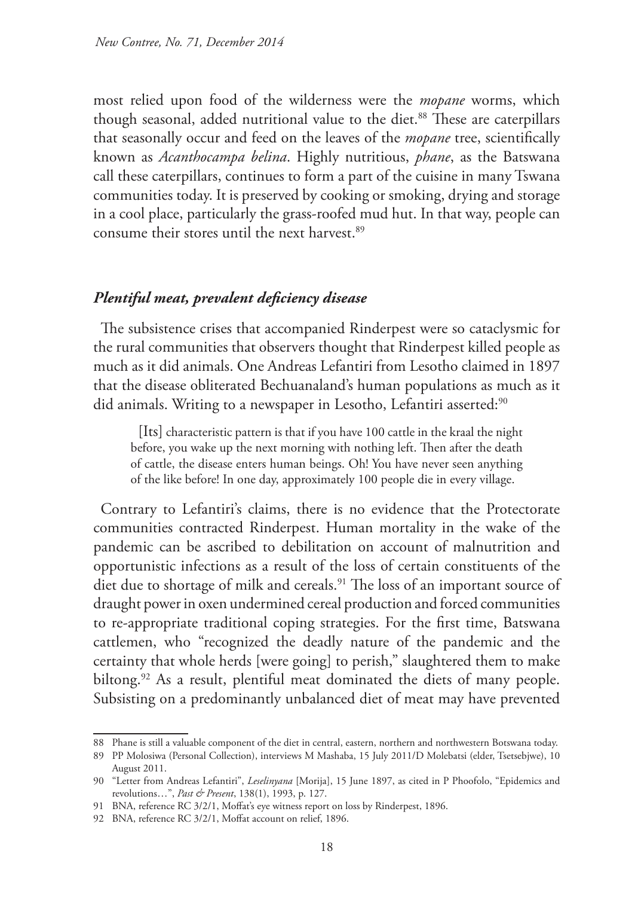most relied upon food of the wilderness were the *mopane* worms, which though seasonal, added nutritional value to the diet.[88] These are caterpillars that seasonally occur and feed on the leaves of the *mopane* tree, scientifically known as *Acanthocampa belina*. Highly nutritious, *phane*, as the Batswana call these caterpillars, continues to form a part of the cuisine in many Tswana communities today. It is preserved by cooking or smoking, drying and storage in a cool place, particularly the grass-roofed mud hut. In that way, people can consume their stores until the next harvest.[89]

### *Plentiful meat, prevalent deficiency disease*

The subsistence crises that accompanied Rinderpest were so cataclysmic for the rural communities that observers thought that Rinderpest killed people as much as it did animals. One Andreas Lefantiri from Lesotho claimed in 1897 that the disease obliterated Bechuanaland's human populations as much as it did animals. Writing to a newspaper in Lesotho, Lefantiri asserted:[90]

> [Its] characteristic pattern is that if you have 100 cattle in the kraal the night before, you wake up the next morning with nothing left. Then after the death of cattle, the disease enters human beings. Oh! You have never seen anything of the like before! In one day, approximately 100 people die in every village.

Contrary to Lefantiri's claims, there is no evidence that the Protectorate communities contracted Rinderpest. Human mortality in the wake of the pandemic can be ascribed to debilitation on account of malnutrition and opportunistic infections as a result of the loss of certain constituents of the diet due to shortage of milk and cereals.[91] The loss of an important source of draught power in oxen undermined cereal production and forced communities to re-appropriate traditional coping strategies. For the first time, Batswana cattlemen, who "recognized the deadly nature of the pandemic and the certainty that whole herds [were going] to perish," slaughtered them to make biltong.[92] As a result, plentiful meat dominated the diets of many people. Subsisting on a predominantly unbalanced diet of meat may have prevented

---

88 Phane is still a valuable component of the diet in central, eastern, northern and northwestern Botswana today.

89 PP Molosiwa (Personal Collection), interviews M Mashaba, 15 July 2011/D Molebatsi (elder, Tsetsebjwe), 10 August 2011.

90 "Letter from Andreas Lefantiri", *Leselinyana* [Morija], 15 June 1897, as cited in P Phoofolo, "Epidemics and revolutions…", *Past & Present*, 138(1), 1993, p. 127.

91 BNA, reference RC 3/2/1, Moffat's eye witness report on loss by Rinderpest, 1896.

92 BNA, reference RC 3/2/1, Moffat account on relief, 1896.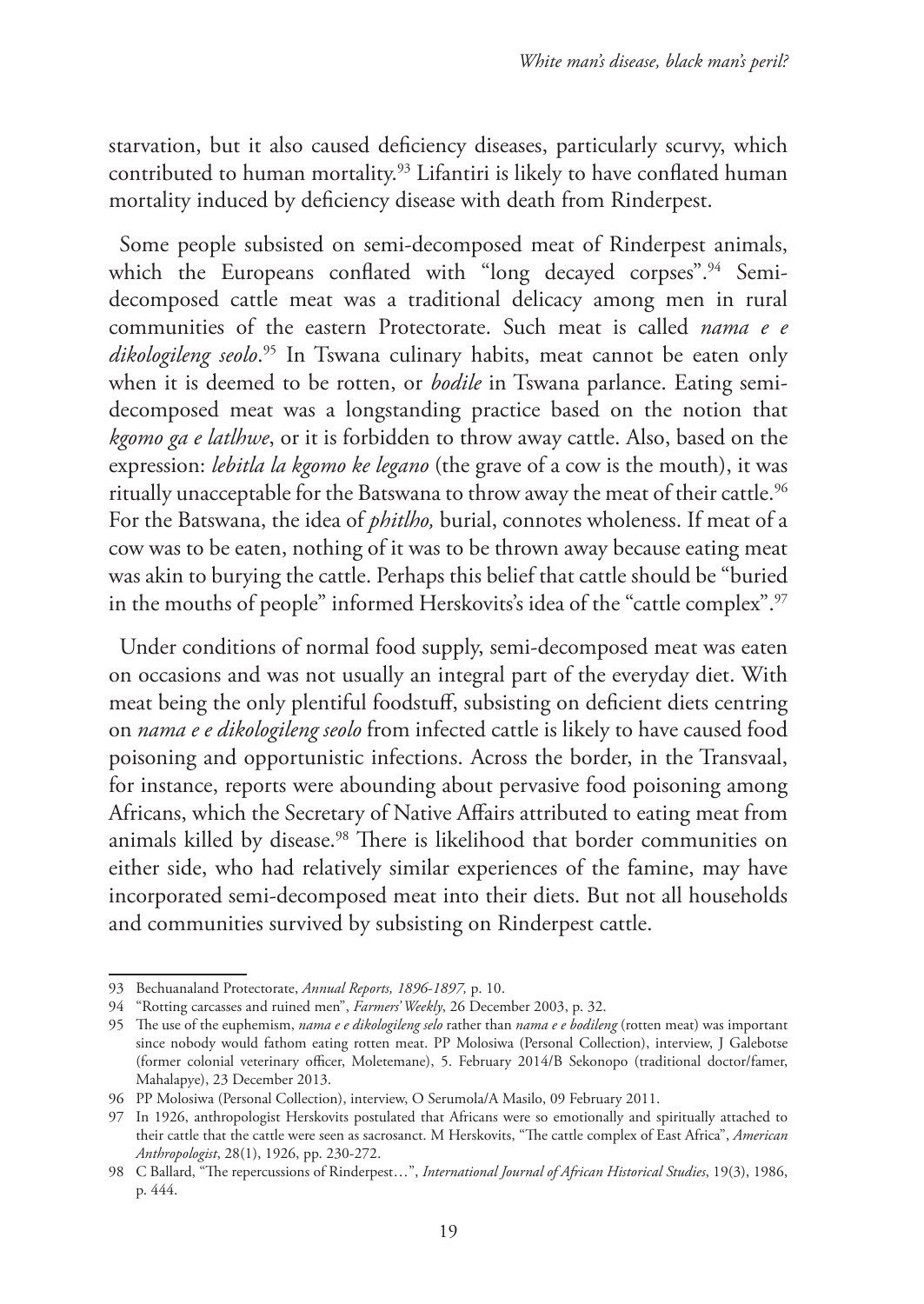starvation, but it also caused deficiency diseases, particularly scurvy, which contributed to human mortality.[93] Lifantiri is likely to have conflated human mortality induced by deficiency disease with death from Rinderpest.

Some people subsisted on semi-decomposed meat of Rinderpest animals, which the Europeans conflated with "long decayed corpses".[94] Semi-decomposed cattle meat was a traditional delicacy among men in rural communities of the eastern Protectorate. Such meat is called *nama e e dikologileng seolo*.[95] In Tswana culinary habits, meat cannot be eaten only when it is deemed to be rotten, or *bodile* in Tswana parlance. Eating semi-decomposed meat was a longstanding practice based on the notion that *kgomo ga e latlhwe*, or it is forbidden to throw away cattle. Also, based on the expression: *lebitla la kgomo ke legano* (the grave of a cow is the mouth), it was ritually unacceptable for the Batswana to throw away the meat of their cattle.[96] For the Batswana, the idea of *phitlho,* burial, connotes wholeness. If meat of a cow was to be eaten, nothing of it was to be thrown away because eating meat was akin to burying the cattle. Perhaps this belief that cattle should be "buried in the mouths of people" informed Herskovits's idea of the "cattle complex".[97]

Under conditions of normal food supply, semi-decomposed meat was eaten on occasions and was not usually an integral part of the everyday diet. With meat being the only plentiful foodstuff, subsisting on deficient diets centring on *nama e e dikologileng seolo* from infected cattle is likely to have caused food poisoning and opportunistic infections. Across the border, in the Transvaal, for instance, reports were abounding about pervasive food poisoning among Africans, which the Secretary of Native Affairs attributed to eating meat from animals killed by disease.[98] There is likelihood that border communities on either side, who had relatively similar experiences of the famine, may have incorporated semi-decomposed meat into their diets. But not all households and communities survived by subsisting on Rinderpest cattle.

---

93 Bechuanaland Protectorate, *Annual Reports, 1896-1897,* p. 10.

94 "Rotting carcasses and ruined men", *Farmers' Weekly*, 26 December 2003, p. 32.

95 The use of the euphemism, *nama e e dikologileng selo* rather than *nama e e bodileng* (rotten meat) was important since nobody would fathom eating rotten meat. PP Molosiwa (Personal Collection), interview, J Galebotse (former colonial veterinary officer, Moletemane), 5. February 2014/B Sekonopo (traditional doctor/famer, Mahalapye), 23 December 2013.

96 PP Molosiwa (Personal Collection), interview, O Serumola/A Masilo, 09 February 2011.

97 In 1926, anthropologist Herskovits postulated that Africans were so emotionally and spiritually attached to their cattle that the cattle were seen as sacrosanct. M Herskovits, "The cattle complex of East Africa", *American Anthropologist*, 28(1), 1926, pp. 230-272.

98 C Ballard, "The repercussions of Rinderpest…", *International Journal of African Historical Studies*, 19(3), 1986, p. 444.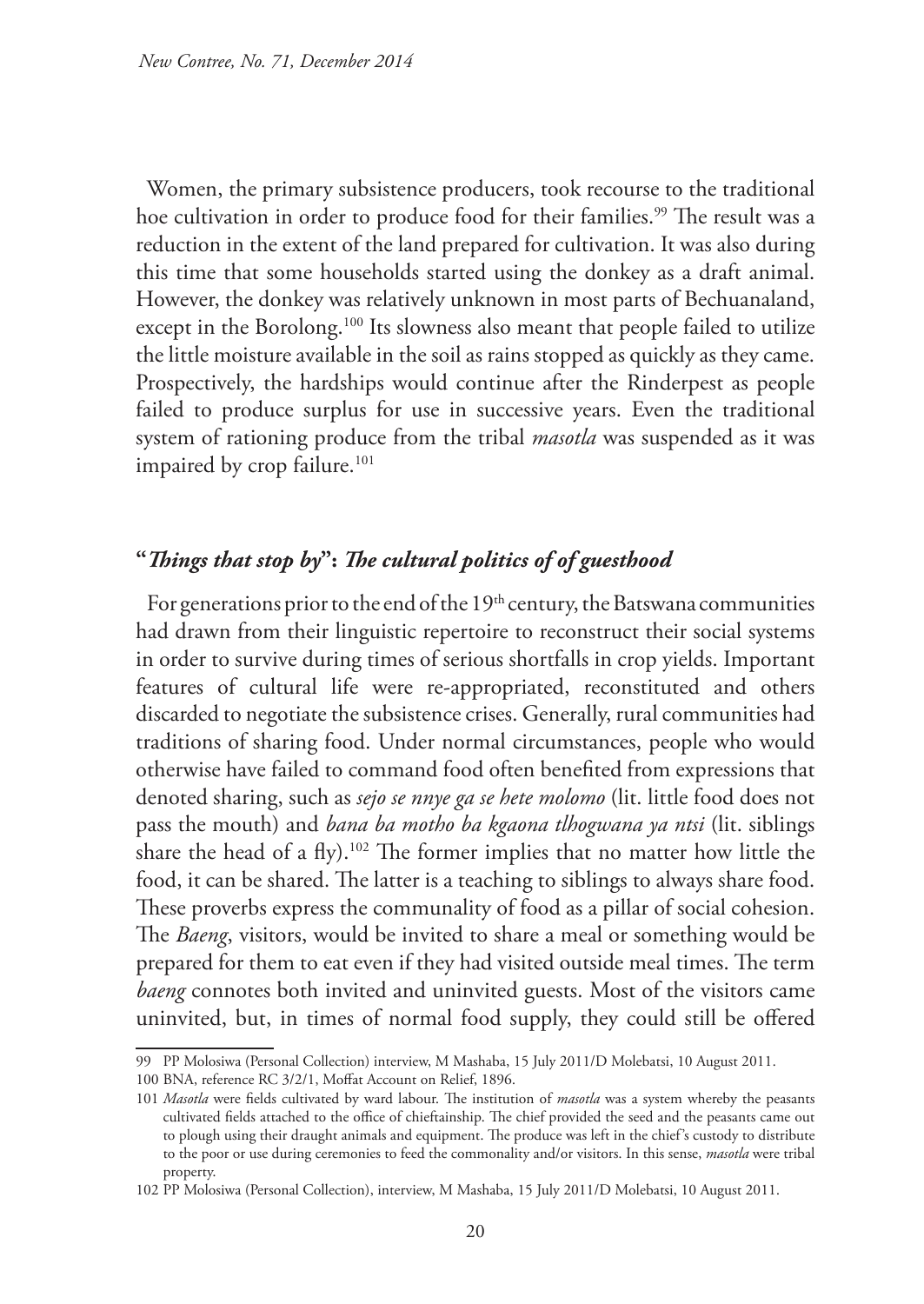Women, the primary subsistence producers, took recourse to the traditional hoe cultivation in order to produce food for their families.[99] The result was a reduction in the extent of the land prepared for cultivation. It was also during this time that some households started using the donkey as a draft animal. However, the donkey was relatively unknown in most parts of Bechuanaland, except in the Borolong.[100] Its slowness also meant that people failed to utilize the little moisture available in the soil as rains stopped as quickly as they came. Prospectively, the hardships would continue after the Rinderpest as people failed to produce surplus for use in successive years. Even the traditional system of rationing produce from the tribal *masotla* was suspended as it was impaired by crop failure.[101]

## "*Things that stop by*": *The cultural politics of of guesthood*

For generations prior to the end of the 19th century, the Batswana communities had drawn from their linguistic repertoire to reconstruct their social systems in order to survive during times of serious shortfalls in crop yields. Important features of cultural life were re-appropriated, reconstituted and others discarded to negotiate the subsistence crises. Generally, rural communities had traditions of sharing food. Under normal circumstances, people who would otherwise have failed to command food often benefited from expressions that denoted sharing, such as *sejo se nnye ga se hete molomo* (lit. little food does not pass the mouth) and *bana ba motho ba kgaona tlhogwana ya ntsi* (lit. siblings share the head of a fly).[102] The former implies that no matter how little the food, it can be shared. The latter is a teaching to siblings to always share food. These proverbs express the communality of food as a pillar of social cohesion. The *Baeng*, visitors, would be invited to share a meal or something would be prepared for them to eat even if they had visited outside meal times. The term *baeng* connotes both invited and uninvited guests. Most of the visitors came uninvited, but, in times of normal food supply, they could still be offered

99 PP Molosiwa (Personal Collection) interview, M Mashaba, 15 July 2011/D Molebatsi, 10 August 2011.

100 BNA, reference RC 3/2/1, Moffat Account on Relief, 1896.

101 *Masotla* were fields cultivated by ward labour. The institution of *masotla* was a system whereby the peasants cultivated fields attached to the office of chieftainship. The chief provided the seed and the peasants came out to plough using their draught animals and equipment. The produce was left in the chief's custody to distribute to the poor or use during ceremonies to feed the commonality and/or visitors. In this sense, *masotla* were tribal property.

102 PP Molosiwa (Personal Collection), interview, M Mashaba, 15 July 2011/D Molebatsi, 10 August 2011.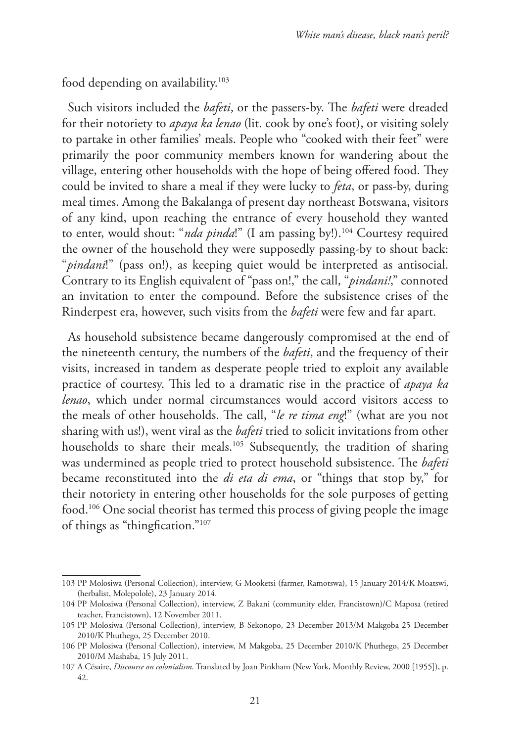food depending on availability.[103]

Such visitors included the *bafeti*, or the passers-by. The *bafeti* were dreaded for their notoriety to *apaya ka lenao* (lit. cook by one's foot), or visiting solely to partake in other families' meals. People who "cooked with their feet" were primarily the poor community members known for wandering about the village, entering other households with the hope of being offered food. They could be invited to share a meal if they were lucky to *feta*, or pass-by, during meal times. Among the Bakalanga of present day northeast Botswana, visitors of any kind, upon reaching the entrance of every household they wanted to enter, would shout: "*nda pinda*!" (I am passing by!).[104] Courtesy required the owner of the household they were supposedly passing-by to shout back: "*pindani*!" (pass on!), as keeping quiet would be interpreted as antisocial. Contrary to its English equivalent of "pass on!," the call, "*pindani!*," connoted an invitation to enter the compound. Before the subsistence crises of the Rinderpest era, however, such visits from the *bafeti* were few and far apart.

As household subsistence became dangerously compromised at the end of the nineteenth century, the numbers of the *bafeti*, and the frequency of their visits, increased in tandem as desperate people tried to exploit any available practice of courtesy. This led to a dramatic rise in the practice of *apaya ka lenao*, which under normal circumstances would accord visitors access to the meals of other households. The call, "*le re tima eng*!" (what are you not sharing with us!), went viral as the *bafeti* tried to solicit invitations from other households to share their meals.[105] Subsequently, the tradition of sharing was undermined as people tried to protect household subsistence. The *bafeti* became reconstituted into the *di eta di ema*, or "things that stop by," for their notoriety in entering other households for the sole purposes of getting food.[106] One social theorist has termed this process of giving people the image of things as "thingfication."[107]

---

103 PP Molosiwa (Personal Collection), interview, G Mooketsi (farmer, Ramotswa), 15 January 2014/K Moatswi, (herbalist, Molepolole), 23 January 2014.

104 PP Molosiwa (Personal Collection), interview, Z Bakani (community elder, Francistown)/C Maposa (retired teacher, Francistown), 12 November 2011.

105 PP Molosiwa (Personal Collection), interview, B Sekonopo, 23 December 2013/M Makgoba 25 December 2010/K Phuthego, 25 December 2010.

106 PP Molosiwa (Personal Collection), interview, M Makgoba, 25 December 2010/K Phuthego, 25 December 2010/M Mashaba, 15 July 2011.

107 A Césaire, *Discourse on colonialism*. Translated by Joan Pinkham (New York, Monthly Review, 2000 [1955]), p. 42.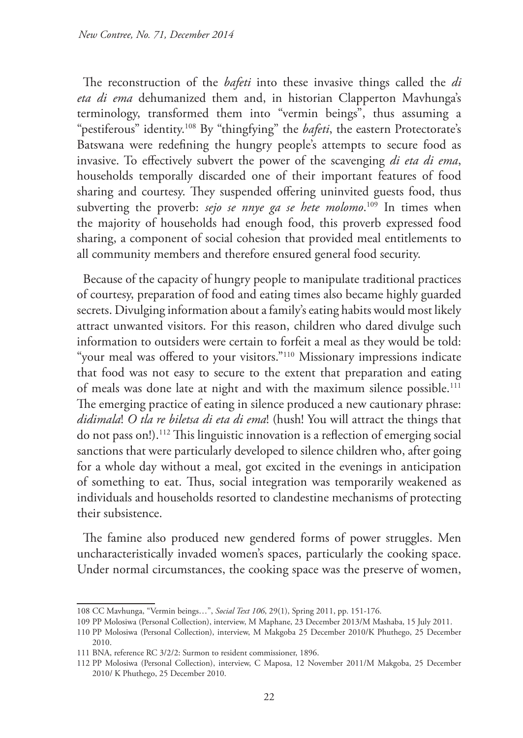The reconstruction of the *bafeti* into these invasive things called the *di eta di ema* dehumanized them and, in historian Clapperton Mavhunga's terminology, transformed them into "vermin beings", thus assuming a "pestiferous" identity.[108] By "thingfying" the *bafeti*, the eastern Protectorate's Batswana were redefining the hungry people's attempts to secure food as invasive. To effectively subvert the power of the scavenging *di eta di ema*, households temporally discarded one of their important features of food sharing and courtesy. They suspended offering uninvited guests food, thus subverting the proverb: *sejo se nnye ga se hete molomo*.[109] In times when the majority of households had enough food, this proverb expressed food sharing, a component of social cohesion that provided meal entitlements to all community members and therefore ensured general food security.

Because of the capacity of hungry people to manipulate traditional practices of courtesy, preparation of food and eating times also became highly guarded secrets. Divulging information about a family's eating habits would most likely attract unwanted visitors. For this reason, children who dared divulge such information to outsiders were certain to forfeit a meal as they would be told: "your meal was offered to your visitors."[110] Missionary impressions indicate that food was not easy to secure to the extent that preparation and eating of meals was done late at night and with the maximum silence possible.[111] The emerging practice of eating in silence produced a new cautionary phrase: *didimala*! *O tla re biletsa di eta di ema*! (hush! You will attract the things that do not pass on!).[112] This linguistic innovation is a reflection of emerging social sanctions that were particularly developed to silence children who, after going for a whole day without a meal, got excited in the evenings in anticipation of something to eat. Thus, social integration was temporarily weakened as individuals and households resorted to clandestine mechanisms of protecting their subsistence.

The famine also produced new gendered forms of power struggles. Men uncharacteristically invaded women's spaces, particularly the cooking space. Under normal circumstances, the cooking space was the preserve of women,

---

108 CC Mavhunga, "Vermin beings…", *Social Text 106*, 29(1), Spring 2011, pp. 151-176.

109 PP Molosiwa (Personal Collection), interview, M Maphane, 23 December 2013/M Mashaba, 15 July 2011.

110 PP Molosiwa (Personal Collection), interview, M Makgoba 25 December 2010/K Phuthego, 25 December 2010.

111 BNA, reference RC 3/2/2: Surmon to resident commissioner, 1896.

112 PP Molosiwa (Personal Collection), interview, C Maposa, 12 November 2011/M Makgoba, 25 December 2010/ K Phuthego, 25 December 2010.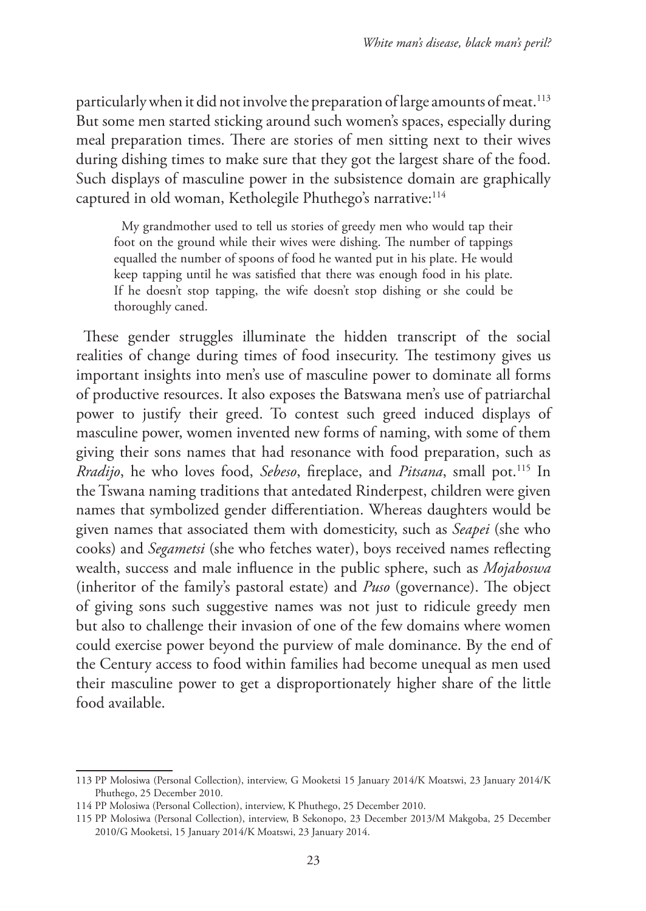particularly when it did not involve the preparation of large amounts of meat.[113] But some men started sticking around such women's spaces, especially during meal preparation times. There are stories of men sitting next to their wives during dishing times to make sure that they got the largest share of the food. Such displays of masculine power in the subsistence domain are graphically captured in old woman, Ketholegile Phuthego's narrative:[114]

> My grandmother used to tell us stories of greedy men who would tap their foot on the ground while their wives were dishing. The number of tappings equalled the number of spoons of food he wanted put in his plate. He would keep tapping until he was satisfied that there was enough food in his plate. If he doesn't stop tapping, the wife doesn't stop dishing or she could be thoroughly caned.

These gender struggles illuminate the hidden transcript of the social realities of change during times of food insecurity. The testimony gives us important insights into men's use of masculine power to dominate all forms of productive resources. It also exposes the Batswana men's use of patriarchal power to justify their greed. To contest such greed induced displays of masculine power, women invented new forms of naming, with some of them giving their sons names that had resonance with food preparation, such as *Rradijo*, he who loves food, *Sebeso*, fireplace, and *Pitsana*, small pot.[115] In the Tswana naming traditions that antedated Rinderpest, children were given names that symbolized gender differentiation. Whereas daughters would be given names that associated them with domesticity, such as *Seapei* (she who cooks) and *Segametsi* (she who fetches water), boys received names reflecting wealth, success and male influence in the public sphere, such as *Mojaboswa* (inheritor of the family's pastoral estate) and *Puso* (governance). The object of giving sons such suggestive names was not just to ridicule greedy men but also to challenge their invasion of one of the few domains where women could exercise power beyond the purview of male dominance. By the end of the Century access to food within families had become unequal as men used their masculine power to get a disproportionately higher share of the little food available.

---

113 PP Molosiwa (Personal Collection), interview, G Mooketsi 15 January 2014/K Moatswi, 23 January 2014/K Phuthego, 25 December 2010.

114 PP Molosiwa (Personal Collection), interview, K Phuthego, 25 December 2010.

115 PP Molosiwa (Personal Collection), interview, B Sekonopo, 23 December 2013/M Makgoba, 25 December 2010/G Mooketsi, 15 January 2014/K Moatswi, 23 January 2014.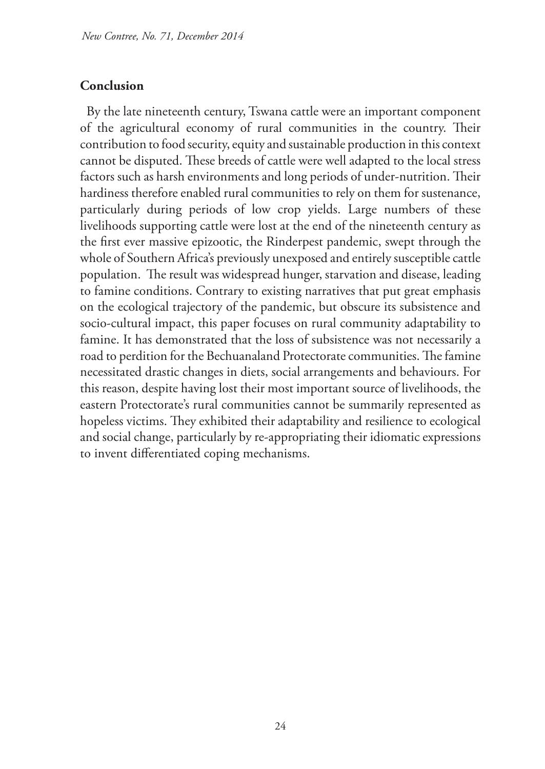## Conclusion

By the late nineteenth century, Tswana cattle were an important component of the agricultural economy of rural communities in the country. Their contribution to food security, equity and sustainable production in this context cannot be disputed. These breeds of cattle were well adapted to the local stress factors such as harsh environments and long periods of under-nutrition. Their hardiness therefore enabled rural communities to rely on them for sustenance, particularly during periods of low crop yields. Large numbers of these livelihoods supporting cattle were lost at the end of the nineteenth century as the first ever massive epizootic, the Rinderpest pandemic, swept through the whole of Southern Africa's previously unexposed and entirely susceptible cattle population. The result was widespread hunger, starvation and disease, leading to famine conditions. Contrary to existing narratives that put great emphasis on the ecological trajectory of the pandemic, but obscure its subsistence and socio-cultural impact, this paper focuses on rural community adaptability to famine. It has demonstrated that the loss of subsistence was not necessarily a road to perdition for the Bechuanaland Protectorate communities. The famine necessitated drastic changes in diets, social arrangements and behaviours. For this reason, despite having lost their most important source of livelihoods, the eastern Protectorate's rural communities cannot be summarily represented as hopeless victims. They exhibited their adaptability and resilience to ecological and social change, particularly by re-appropriating their idiomatic expressions to invent differentiated coping mechanisms.